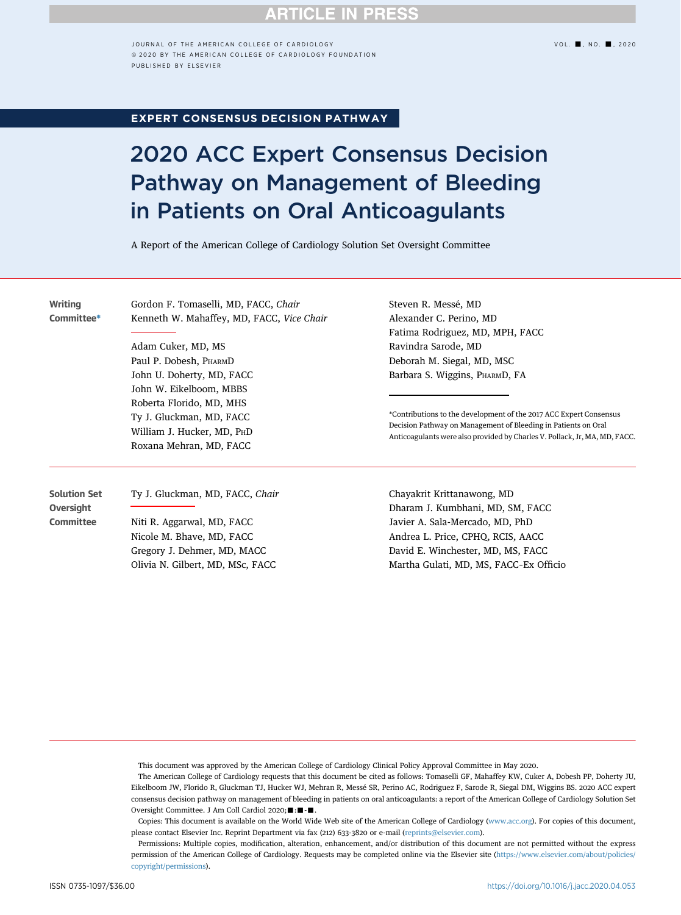ARTICLE IN PRESS

JOURNAL OF THE AMERICAN COLLEGE OF CARDIOLOGY
© 2020 BY THE AMERICAN COLLEGE OF CARDIOLOGY FOUNDATION
PUBLISHED BY ELSEVIER

**EXPERT CONSENSUS DECISION PATHWAY**

# 2020 ACC Expert Consensus Decision Pathway on Management of Bleeding in Patients on Oral Anticoagulants

A Report of the American College of Cardiology Solution Set Oversight Committee

**Writing Committee***

Gordon F. Tomaselli, MD, FACC, *Chair*
Kenneth W. Mahaffey, MD, FACC, *Vice Chair*

Adam Cuker, MD, MS
Paul P. Dobesh, PharmD
John U. Doherty, MD, FACC
John W. Eikelboom, MBBS
Roberta Florido, MD, MHS
Ty J. Gluckman, MD, FACC
William J. Hucker, MD, PhD
Roxana Mehran, MD, FACC
Steven R. Messé, MD
Alexander C. Perino, MD
Fatima Rodriguez, MD, MPH, FACC
Ravindra Sarode, MD
Deborah M. Siegal, MD, MSC
Barbara S. Wiggins, PharmD, FA

*Contributions to the development of the 2017 ACC Expert Consensus Decision Pathway on Management of Bleeding in Patients on Oral Anticoagulants were also provided by Charles V. Pollack, Jr, MA, MD, FACC.

**Solution Set Oversight Committee**

Ty J. Gluckman, MD, FACC, *Chair*

Niti R. Aggarwal, MD, FACC
Nicole M. Bhave, MD, FACC
Gregory J. Dehmer, MD, MACC
Olivia N. Gilbert, MD, MSc, FACC
Chayakrit Krittanawong, MD
Dharam J. Kumbhani, MD, SM, FACC
Javier A. Sala-Mercado, MD, PhD
Andrea L. Price, CPHQ, RCIS, AACC
David E. Winchester, MD, MS, FACC
Martha Gulati, MD, MS, FACC-Ex Officio

This document was approved by the American College of Cardiology Clinical Policy Approval Committee in May 2020.

The American College of Cardiology requests that this document be cited as follows: Tomaselli GF, Mahaffey KW, Cuker A, Dobesh PP, Doherty JU, Eikelboom JW, Florido R, Gluckman TJ, Hucker WJ, Mehran R, Messé SR, Perino AC, Rodriguez F, Sarode R, Siegal DM, Wiggins BS. 2020 ACC expert consensus decision pathway on management of bleeding in patients on oral anticoagulants: a report of the American College of Cardiology Solution Set Oversight Committee. J Am Coll Cardiol 2020;■:■-■.

Copies: This document is available on the World Wide Web site of the American College of Cardiology (www.acc.org). For copies of this document, please contact Elsevier Inc. Reprint Department via fax (212) 633-3820 or e-mail (reprints@elsevier.com).

Permissions: Multiple copies, modification, alteration, enhancement, and/or distribution of this document are not permitted without the express permission of the American College of Cardiology. Requests may be completed online via the Elsevier site (https://www.elsevier.com/about/policies/copyright/permissions).

ISSN 0735-1097/$36.00

https://doi.org/10.1016/j.jacc.2020.04.053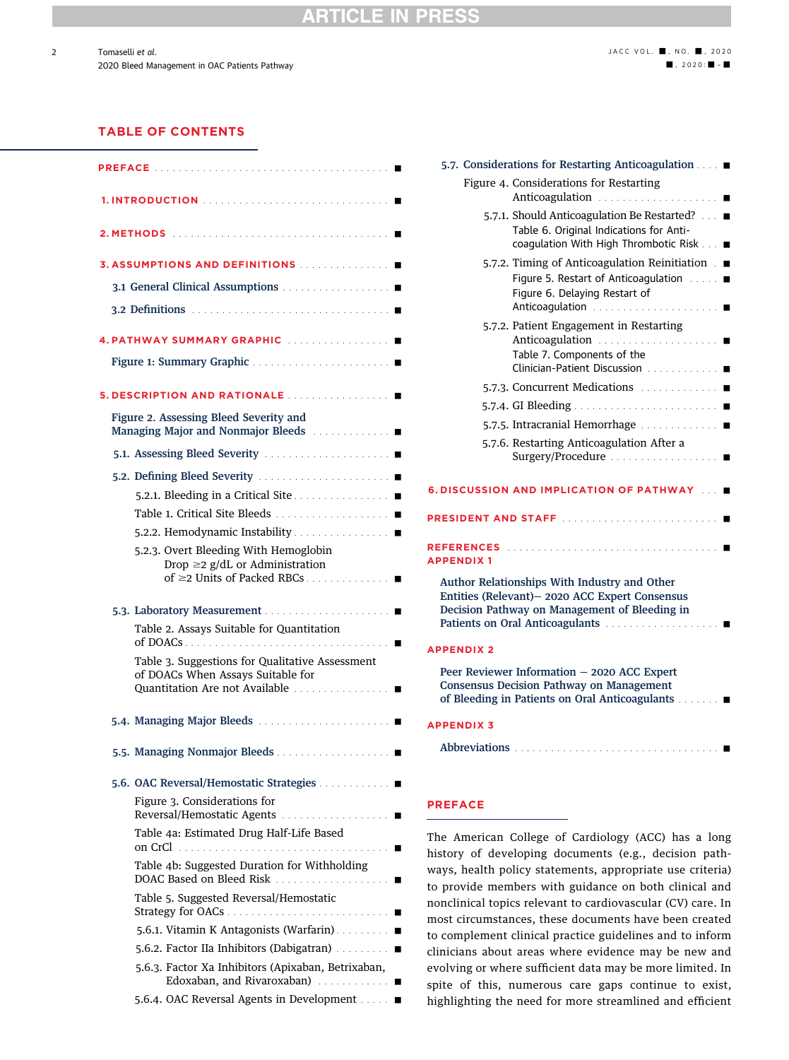## TABLE OF CONTENTS

- PREFACE ■
- 1. INTRODUCTION ■
- 2. METHODS ■
- 3. ASSUMPTIONS AND DEFINITIONS ■
  - 3.1 General Clinical Assumptions ■
  - 3.2 Definitions ■
- 4. PATHWAY SUMMARY GRAPHIC ■
  - Figure 1: Summary Graphic ■
- 5. DESCRIPTION AND RATIONALE ■
  - Figure 2. Assessing Bleed Severity and Managing Major and Nonmajor Bleeds ■
  - 5.1. Assessing Bleed Severity ■
  - 5.2. Defining Bleed Severity ■
    - 5.2.1. Bleeding in a Critical Site ■
    - Table 1. Critical Site Bleeds ■
    - 5.2.2. Hemodynamic Instability ■
    - 5.2.3. Overt Bleeding With Hemoglobin Drop ≥2 g/dL or Administration of ≥2 Units of Packed RBCs ■
  - 5.3. Laboratory Measurement ■
    - Table 2. Assays Suitable for Quantitation of DOACs ■
    - Table 3. Suggestions for Qualitative Assessment of DOACs When Assays Suitable for Quantitation Are not Available ■
  - 5.4. Managing Major Bleeds ■
  - 5.5. Managing Nonmajor Bleeds ■
  - 5.6. OAC Reversal/Hemostatic Strategies ■
    - Figure 3. Considerations for Reversal/Hemostatic Agents ■
    - Table 4a: Estimated Drug Half-Life Based on CrCl ■
    - Table 4b: Suggested Duration for Withholding DOAC Based on Bleed Risk ■
    - Table 5. Suggested Reversal/Hemostatic Strategy for OACs ■
    - 5.6.1. Vitamin K Antagonists (Warfarin) ■
    - 5.6.2. Factor IIa Inhibitors (Dabigatran) ■
    - 5.6.3. Factor Xa Inhibitors (Apixaban, Betrixaban, Edoxaban, and Rivaroxaban) ■
    - 5.6.4. OAC Reversal Agents in Development ■
  - 5.7. Considerations for Restarting Anticoagulation ■
    - Figure 4. Considerations for Restarting Anticoagulation ■
    - 5.7.1. Should Anticoagulation Be Restarted? ■
    - Table 6. Original Indications for Anticoagulation With High Thrombotic Risk ■
    - 5.7.2. Timing of Anticoagulation Reinitiation ■
    - Figure 5. Restart of Anticoagulation ■
    - Figure 6. Delaying Restart of Anticoagulation ■
    - 5.7.2. Patient Engagement in Restarting Anticoagulation ■
    - Table 7. Components of the Clinician-Patient Discussion ■
    - 5.7.3. Concurrent Medications ■
    - 5.7.4. GI Bleeding ■
    - 5.7.5. Intracranial Hemorrhage ■
    - 5.7.6. Restarting Anticoagulation After a Surgery/Procedure ■
- 6. DISCUSSION AND IMPLICATION OF PATHWAY ■
- PRESIDENT AND STAFF ■
- REFERENCES ■
- APPENDIX 1
  - Author Relationships With Industry and Other Entities (Relevant)– 2020 ACC Expert Consensus Decision Pathway on Management of Bleeding in Patients on Oral Anticoagulants ■
- APPENDIX 2
  - Peer Reviewer Information – 2020 ACC Expert Consensus Decision Pathway on Management of Bleeding in Patients on Oral Anticoagulants ■
- APPENDIX 3
  - Abbreviations ■

## PREFACE

The American College of Cardiology (ACC) has a long history of developing documents (e.g., decision pathways, health policy statements, appropriate use criteria) to provide members with guidance on both clinical and nonclinical topics relevant to cardiovascular (CV) care. In most circumstances, these documents have been created to complement clinical practice guidelines and to inform clinicians about areas where evidence may be new and evolving or where sufficient data may be more limited. In spite of this, numerous care gaps continue to exist, highlighting the need for more streamlined and efficient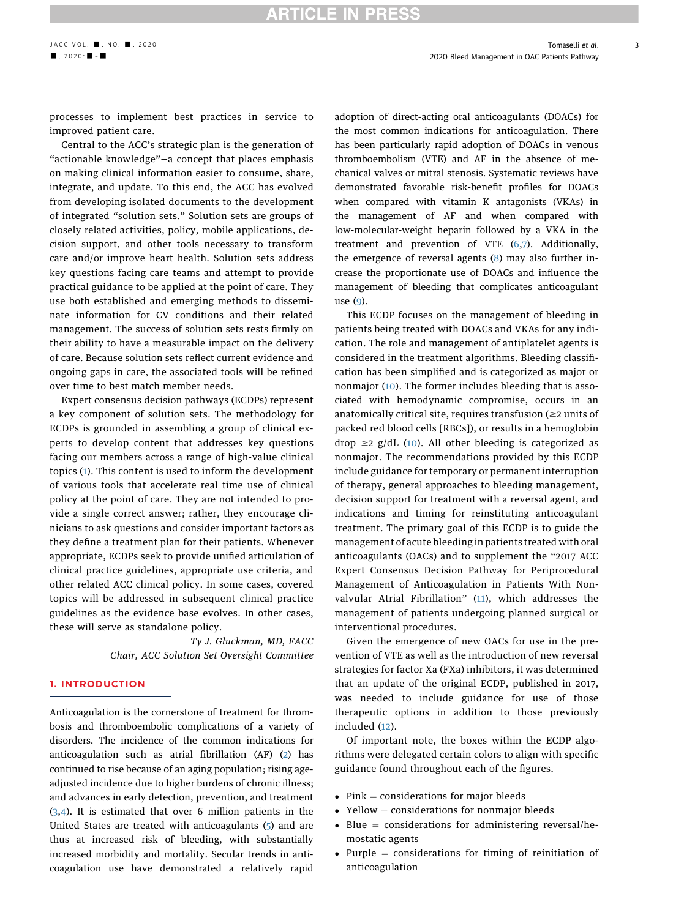processes to implement best practices in service to improved patient care.

Central to the ACC's strategic plan is the generation of "actionable knowledge"—a concept that places emphasis on making clinical information easier to consume, share, integrate, and update. To this end, the ACC has evolved from developing isolated documents to the development of integrated "solution sets." Solution sets are groups of closely related activities, policy, mobile applications, decision support, and other tools necessary to transform care and/or improve heart health. Solution sets address key questions facing care teams and attempt to provide practical guidance to be applied at the point of care. They use both established and emerging methods to disseminate information for CV conditions and their related management. The success of solution sets rests firmly on their ability to have a measurable impact on the delivery of care. Because solution sets reflect current evidence and ongoing gaps in care, the associated tools will be refined over time to best match member needs.

Expert consensus decision pathways (ECDPs) represent a key component of solution sets. The methodology for ECDPs is grounded in assembling a group of clinical experts to develop content that addresses key questions facing our members across a range of high-value clinical topics (1). This content is used to inform the development of various tools that accelerate real time use of clinical policy at the point of care. They are not intended to provide a single correct answer; rather, they encourage clinicians to ask questions and consider important factors as they define a treatment plan for their patients. Whenever appropriate, ECDPs seek to provide unified articulation of clinical practice guidelines, appropriate use criteria, and other related ACC clinical policy. In some cases, covered topics will be addressed in subsequent clinical practice guidelines as the evidence base evolves. In other cases, these will serve as standalone policy.

*Ty J. Gluckman, MD, FACC*
*Chair, ACC Solution Set Oversight Committee*

## 1. INTRODUCTION

Anticoagulation is the cornerstone of treatment for thrombosis and thromboembolic complications of a variety of disorders. The incidence of the common indications for anticoagulation such as atrial fibrillation (AF) (2) has continued to rise because of an aging population; rising age-adjusted incidence due to higher burdens of chronic illness; and advances in early detection, prevention, and treatment (3,4). It is estimated that over 6 million patients in the United States are treated with anticoagulants (5) and are thus at increased risk of bleeding, with substantially increased morbidity and mortality. Secular trends in anticoagulation use have demonstrated a relatively rapid adoption of direct-acting oral anticoagulants (DOACs) for the most common indications for anticoagulation. There has been particularly rapid adoption of DOACs in venous thromboembolism (VTE) and AF in the absence of mechanical valves or mitral stenosis. Systematic reviews have demonstrated favorable risk-benefit profiles for DOACs when compared with vitamin K antagonists (VKAs) in the management of AF and when compared with low-molecular-weight heparin followed by a VKA in the treatment and prevention of VTE (6,7). Additionally, the emergence of reversal agents (8) may also further increase the proportionate use of DOACs and influence the management of bleeding that complicates anticoagulant use (9).

This ECDP focuses on the management of bleeding in patients being treated with DOACs and VKAs for any indication. The role and management of antiplatelet agents is considered in the treatment algorithms. Bleeding classification has been simplified and is categorized as major or nonmajor (10). The former includes bleeding that is associated with hemodynamic compromise, occurs in an anatomically critical site, requires transfusion (≥2 units of packed red blood cells [RBCs]), or results in a hemoglobin drop ≥2 g/dL (10). All other bleeding is categorized as nonmajor. The recommendations provided by this ECDP include guidance for temporary or permanent interruption of therapy, general approaches to bleeding management, decision support for treatment with a reversal agent, and indications and timing for reinstituting anticoagulant treatment. The primary goal of this ECDP is to guide the management of acute bleeding in patients treated with oral anticoagulants (OACs) and to supplement the "2017 ACC Expert Consensus Decision Pathway for Periprocedural Management of Anticoagulation in Patients With Nonvalvular Atrial Fibrillation" (11), which addresses the management of patients undergoing planned surgical or interventional procedures.

Given the emergence of new OACs for use in the prevention of VTE as well as the introduction of new reversal strategies for factor Xa (FXa) inhibitors, it was determined that an update of the original ECDP, published in 2017, was needed to include guidance for use of those therapeutic options in addition to those previously included (12).

Of important note, the boxes within the ECDP algorithms were delegated certain colors to align with specific guidance found throughout each of the figures.

- Pink = considerations for major bleeds
- Yellow = considerations for nonmajor bleeds
- Blue = considerations for administering reversal/hemostatic agents
- Purple = considerations for timing of reinitiation of anticoagulation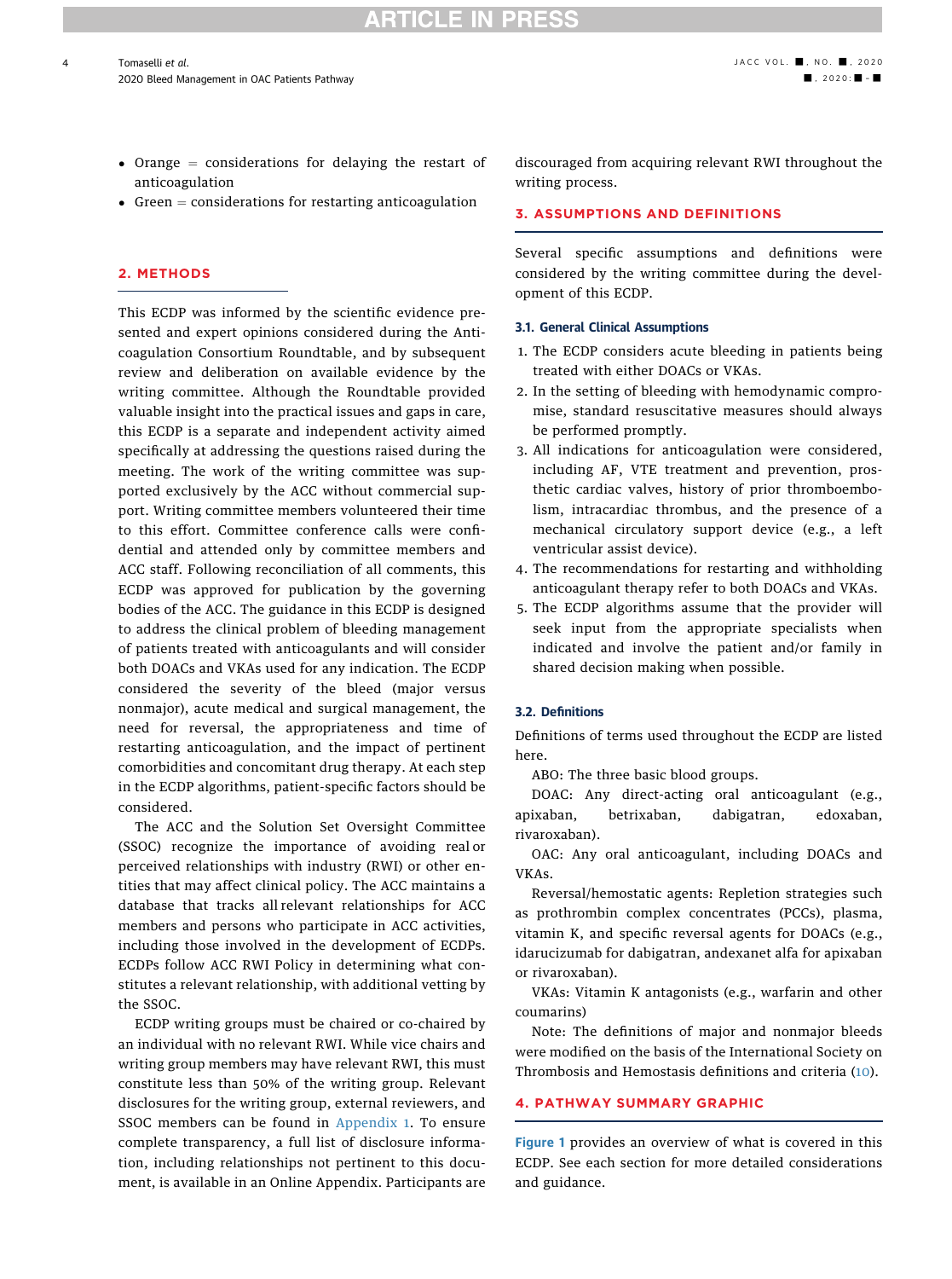- Orange = considerations for delaying the restart of anticoagulation
- Green = considerations for restarting anticoagulation

## 2. METHODS

This ECDP was informed by the scientific evidence presented and expert opinions considered during the Anticoagulation Consortium Roundtable, and by subsequent review and deliberation on available evidence by the writing committee. Although the Roundtable provided valuable insight into the practical issues and gaps in care, this ECDP is a separate and independent activity aimed specifically at addressing the questions raised during the meeting. The work of the writing committee was supported exclusively by the ACC without commercial support. Writing committee members volunteered their time to this effort. Committee conference calls were confidential and attended only by committee members and ACC staff. Following reconciliation of all comments, this ECDP was approved for publication by the governing bodies of the ACC. The guidance in this ECDP is designed to address the clinical problem of bleeding management of patients treated with anticoagulants and will consider both DOACs and VKAs used for any indication. The ECDP considered the severity of the bleed (major versus nonmajor), acute medical and surgical management, the need for reversal, the appropriateness and time of restarting anticoagulation, and the impact of pertinent comorbidities and concomitant drug therapy. At each step in the ECDP algorithms, patient-specific factors should be considered.

The ACC and the Solution Set Oversight Committee (SSOC) recognize the importance of avoiding real or perceived relationships with industry (RWI) or other entities that may affect clinical policy. The ACC maintains a database that tracks all relevant relationships for ACC members and persons who participate in ACC activities, including those involved in the development of ECDPs. ECDPs follow ACC RWI Policy in determining what constitutes a relevant relationship, with additional vetting by the SSOC.

ECDP writing groups must be chaired or co-chaired by an individual with no relevant RWI. While vice chairs and writing group members may have relevant RWI, this must constitute less than 50% of the writing group. Relevant disclosures for the writing group, external reviewers, and SSOC members can be found in Appendix 1. To ensure complete transparency, a full list of disclosure information, including relationships not pertinent to this document, is available in an Online Appendix. Participants are discouraged from acquiring relevant RWI throughout the writing process.

## 3. ASSUMPTIONS AND DEFINITIONS

Several specific assumptions and definitions were considered by the writing committee during the development of this ECDP.

### 3.1. General Clinical Assumptions

1. The ECDP considers acute bleeding in patients being treated with either DOACs or VKAs.
2. In the setting of bleeding with hemodynamic compromise, standard resuscitative measures should always be performed promptly.
3. All indications for anticoagulation were considered, including AF, VTE treatment and prevention, prosthetic cardiac valves, history of prior thromboembolism, intracardiac thrombus, and the presence of a mechanical circulatory support device (e.g., a left ventricular assist device).
4. The recommendations for restarting and withholding anticoagulant therapy refer to both DOACs and VKAs.
5. The ECDP algorithms assume that the provider will seek input from the appropriate specialists when indicated and involve the patient and/or family in shared decision making when possible.

### 3.2. Definitions

Definitions of terms used throughout the ECDP are listed here.

ABO: The three basic blood groups.

DOAC: Any direct-acting oral anticoagulant (e.g., apixaban, betrixaban, dabigatran, edoxaban, rivaroxaban).

OAC: Any oral anticoagulant, including DOACs and VKAs.

Reversal/hemostatic agents: Repletion strategies such as prothrombin complex concentrates (PCCs), plasma, vitamin K, and specific reversal agents for DOACs (e.g., idarucizumab for dabigatran, andexanet alfa for apixaban or rivaroxaban).

VKAs: Vitamin K antagonists (e.g., warfarin and other coumarins)

Note: The definitions of major and nonmajor bleeds were modified on the basis of the International Society on Thrombosis and Hemostasis definitions and criteria (10).

## 4. PATHWAY SUMMARY GRAPHIC

Figure 1 provides an overview of what is covered in this ECDP. See each section for more detailed considerations and guidance.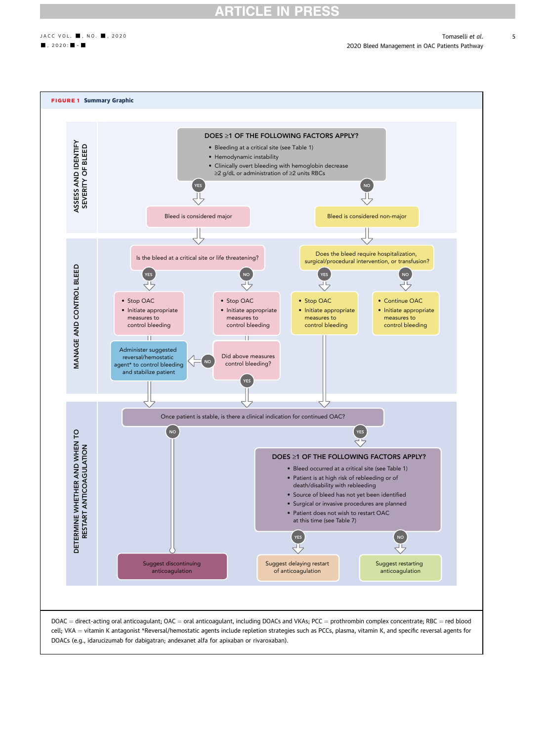**FIGURE 1 Summary Graphic**

**ASSESS AND IDENTIFY SEVERITY OF BLEED**

**DOES ≥1 OF THE FOLLOWING FACTORS APPLY?**

- Bleeding at a critical site (see Table 1)
- Hemodynamic instability
- Clinically overt bleeding with hemoglobin decrease ≥2 g/dL or administration of ≥2 units RBCs

YES → Bleed is considered major

NO → Bleed is considered non-major

**MANAGE AND CONTROL BLEED**

Major bleed: Is the bleed at a critical site or life threatening?

- YES →
  - Stop OAC
  - Initiate appropriate measures to control bleeding
  - → Administer suggested reversal/hemostatic agent* to control bleeding and stabilize patient
- NO →
  - Stop OAC
  - Initiate appropriate measures to control bleeding
  - → Did above measures control bleeding?
    - NO → Administer suggested reversal/hemostatic agent* to control bleeding and stabilize patient
    - YES → continue to next step

Non-major bleed: Does the bleed require hospitalization, surgical/procedural intervention, or transfusion?

- YES →
  - Stop OAC
  - Initiate appropriate measures to control bleeding
- NO →
  - Continue OAC
  - Initiate appropriate measures to control bleeding

**DETERMINE WHETHER AND WHEN TO RESTART ANTICOAGULATION**

Once patient is stable, is there a clinical indication for continued OAC?

- NO → Suggest discontinuing anticoagulation
- YES → **DOES ≥1 OF THE FOLLOWING FACTORS APPLY?**
  - Bleed occurred at a critical site (see Table 1)
  - Patient is at high risk of rebleeding or of death/disability with rebleeding
  - Source of bleed has not yet been identified
  - Surgical or invasive procedures are planned
  - Patient does not wish to restart OAC at this time (see Table 7)
  - YES → Suggest delaying restart of anticoagulation
  - NO → Suggest restarting anticoagulation

DOAC = direct-acting oral anticoagulant; OAC = oral anticoagulant, including DOACs and VKAs; PCC = prothrombin complex concentrate; RBC = red blood cell; VKA = vitamin K antagonist *Reversal/hemostatic agents include repletion strategies such as PCCs, plasma, vitamin K, and specific reversal agents for DOACs (e.g., idarucizumab for dabigatran; andexanet alfa for apixaban or rivaroxaban).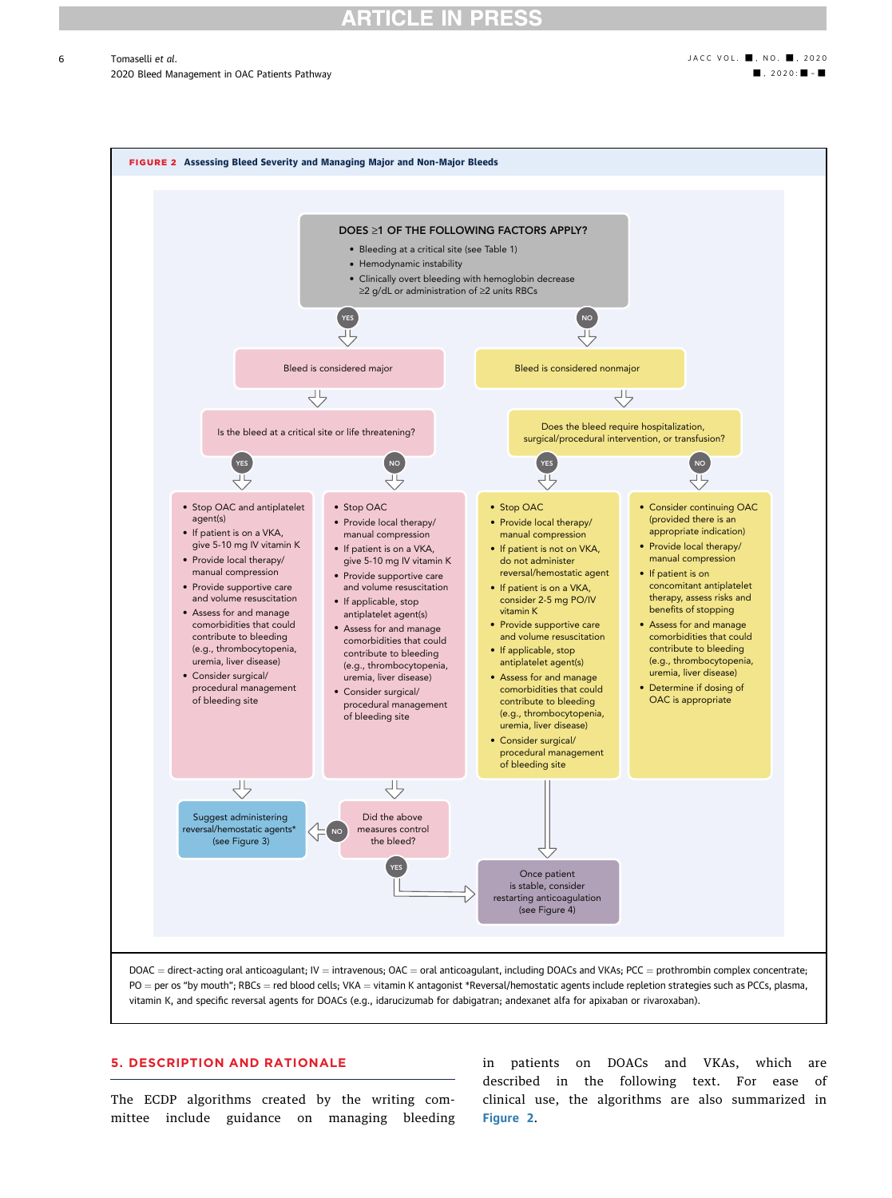**FIGURE 2** Assessing Bleed Severity and Managing Major and Non-Major Bleeds

**DOES ≥1 OF THE FOLLOWING FACTORS APPLY?**

- Bleeding at a critical site (see Table 1)
- Hemodynamic instability
- Clinically overt bleeding with hemoglobin decrease ≥2 g/dL or administration of ≥2 units RBCs

**YES → Bleed is considered major**

Is the bleed at a critical site or life threatening?

YES:

- Stop OAC and antiplatelet agent(s)
- If patient is on a VKA, give 5-10 mg IV vitamin K
- Provide local therapy/ manual compression
- Provide supportive care and volume resuscitation
- Assess for and manage comorbidities that could contribute to bleeding (e.g., thrombocytopenia, uremia, liver disease)
- Consider surgical/ procedural management of bleeding site

→ Suggest administering reversal/hemostatic agents* (see Figure 3)

NO:

- Stop OAC
- Provide local therapy/ manual compression
- If patient is on a VKA, give 5-10 mg IV vitamin K
- Provide supportive care and volume resuscitation
- If applicable, stop antiplatelet agent(s)
- Assess for and manage comorbidities that could contribute to bleeding (e.g., thrombocytopenia, uremia, liver disease)
- Consider surgical/ procedural management of bleeding site

→ Did the above measures control the bleed?

- NO → Suggest administering reversal/hemostatic agents* (see Figure 3)
- YES → Once patient is stable, consider restarting anticoagulation (see Figure 4)

**NO → Bleed is considered nonmajor**

Does the bleed require hospitalization, surgical/procedural intervention, or transfusion?

YES:

- Stop OAC
- Provide local therapy/ manual compression
- If patient is not on VKA, do not administer reversal/hemostatic agent
- If patient is on a VKA, consider 2-5 mg PO/IV vitamin K
- Provide supportive care and volume resuscitation
- If applicable, stop antiplatelet agent(s)
- Assess for and manage comorbidities that could contribute to bleeding (e.g., thrombocytopenia, uremia, liver disease)
- Consider surgical/ procedural management of bleeding site

→ Once patient is stable, consider restarting anticoagulation (see Figure 4)

NO:

- Consider continuing OAC (provided there is an appropriate indication)
- Provide local therapy/ manual compression
- If patient is on concomitant antiplatelet therapy, assess risks and benefits of stopping
- Assess for and manage comorbidities that could contribute to bleeding (e.g., thrombocytopenia, uremia, liver disease)
- Determine if dosing of OAC is appropriate

DOAC = direct-acting oral anticoagulant; IV = intravenous; OAC = oral anticoagulant, including DOACs and VKAs; PCC = prothrombin complex concentrate; PO = per os "by mouth"; RBCs = red blood cells; VKA = vitamin K antagonist *Reversal/hemostatic agents include repletion strategies such as PCCs, plasma, vitamin K, and specific reversal agents for DOACs (e.g., idarucizumab for dabigatran; andexanet alfa for apixaban or rivaroxaban).

## 5. DESCRIPTION AND RATIONALE

The ECDP algorithms created by the writing committee include guidance on managing bleeding in patients on DOACs and VKAs, which are described in the following text. For ease of clinical use, the algorithms are also summarized in Figure 2.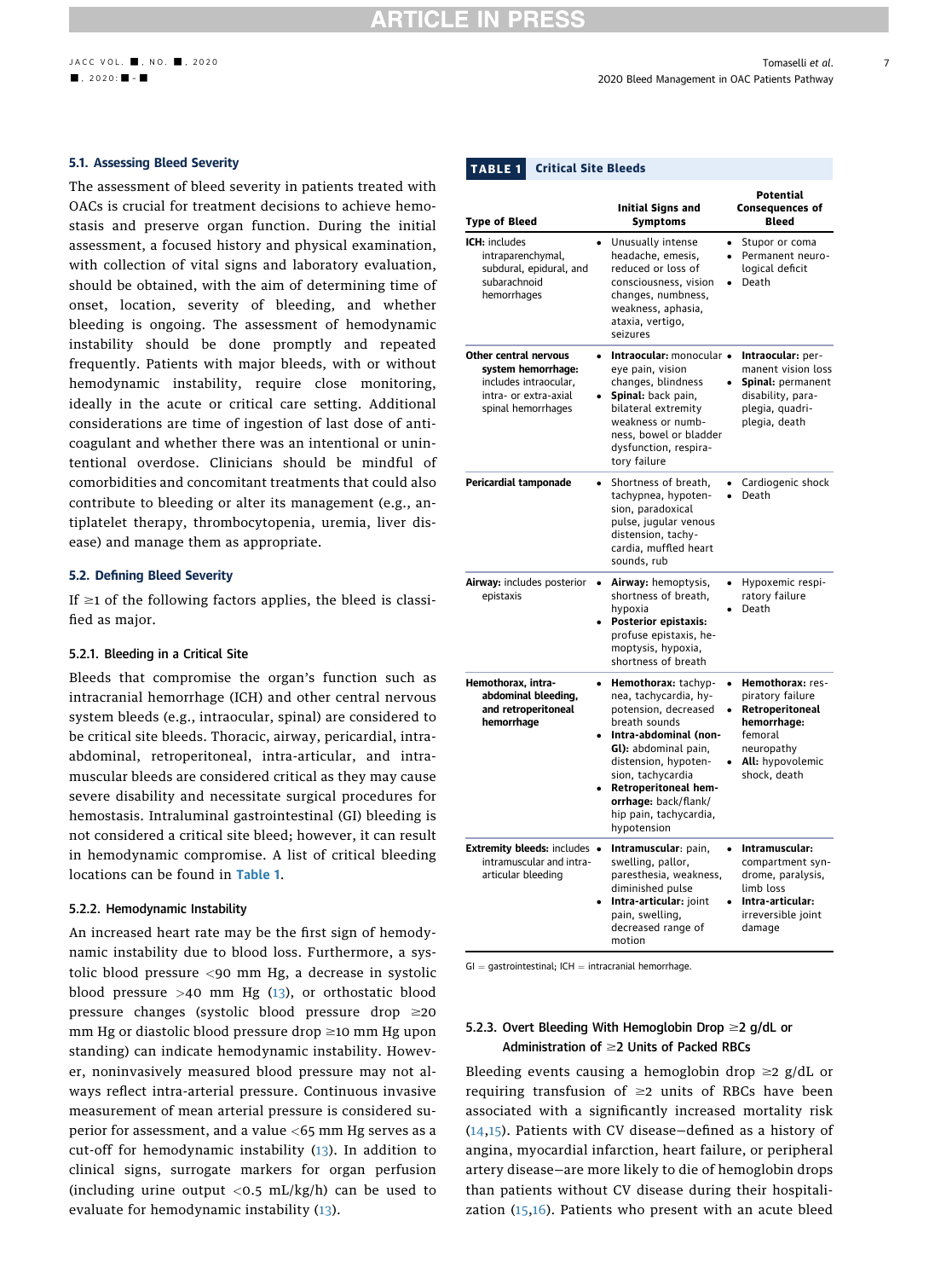### 5.1. Assessing Bleed Severity

The assessment of bleed severity in patients treated with OACs is crucial for treatment decisions to achieve hemostasis and preserve organ function. During the initial assessment, a focused history and physical examination, with collection of vital signs and laboratory evaluation, should be obtained, with the aim of determining time of onset, location, severity of bleeding, and whether bleeding is ongoing. The assessment of hemodynamic instability should be done promptly and repeated frequently. Patients with major bleeds, with or without hemodynamic instability, require close monitoring, ideally in the acute or critical care setting. Additional considerations are time of ingestion of last dose of anticoagulant and whether there was an intentional or unintentional overdose. Clinicians should be mindful of comorbidities and concomitant treatments that could also contribute to bleeding or alter its management (e.g., antiplatelet therapy, thrombocytopenia, uremia, liver disease) and manage them as appropriate.

### 5.2. Defining Bleed Severity

If ≥1 of the following factors applies, the bleed is classified as major.

#### 5.2.1. Bleeding in a Critical Site

Bleeds that compromise the organ's function such as intracranial hemorrhage (ICH) and other central nervous system bleeds (e.g., intraocular, spinal) are considered to be critical site bleeds. Thoracic, airway, pericardial, intra-abdominal, retroperitoneal, intra-articular, and intramuscular bleeds are considered critical as they may cause severe disability and necessitate surgical procedures for hemostasis. Intraluminal gastrointestinal (GI) bleeding is not considered a critical site bleed; however, it can result in hemodynamic compromise. A list of critical bleeding locations can be found in Table 1.

**TABLE 1 Critical Site Bleeds**

| Type of Bleed | Initial Signs and Symptoms | Potential Consequences of Bleed |
|---|---|---|
| **ICH:** includes intraparenchymal, subdural, epidural, and subarachnoid hemorrhages | • Unusually intense headache, emesis, reduced or loss of consciousness, vision changes, numbness, weakness, aphasia, ataxia, vertigo, seizures | • Stupor or coma<br>• Permanent neurological deficit<br>• Death |
| **Other central nervous system hemorrhage:** includes intraocular, intra- or extra-axial spinal hemorrhages | • **Intraocular:** monocular eye pain, vision changes, blindness<br>• **Spinal:** back pain, bilateral extremity weakness or numbness, bowel or bladder dysfunction, respiratory failure | • **Intraocular:** permanent vision loss<br>• **Spinal:** permanent disability, paraplegia, quadriplegia, death |
| **Pericardial tamponade** | • Shortness of breath, tachypnea, hypotension, paradoxical pulse, jugular venous distension, tachycardia, muffled heart sounds, rub | • Cardiogenic shock<br>• Death |
| **Airway:** includes posterior epistaxis | • **Airway:** hemoptysis, shortness of breath, hypoxia<br>• **Posterior epistaxis:** profuse epistaxis, hemoptysis, hypoxia, shortness of breath | • Hypoxemic respiratory failure<br>• Death |
| **Hemothorax, intra-abdominal bleeding, and retroperitoneal hemorrhage** | • **Hemothorax:** tachypnea, tachycardia, hypotension, decreased breath sounds<br>• **Intra-abdominal (non-GI):** abdominal pain, distension, hypotension, tachycardia<br>• **Retroperitoneal hemorrhage:** back/flank/hip pain, tachycardia, hypotension | • **Hemothorax:** respiratory failure<br>• **Retroperitoneal hemorrhage:** femoral neuropathy<br>• **All:** hypovolemic shock, death |
| **Extremity bleeds:** includes intramuscular and intra-articular bleeding | • **Intramuscular:** pain, swelling, pallor, paresthesia, weakness, diminished pulse<br>• **Intra-articular:** joint pain, swelling, decreased range of motion | • **Intramuscular:** compartment syndrome, paralysis, limb loss<br>• **Intra-articular:** irreversible joint damage |

GI = gastrointestinal; ICH = intracranial hemorrhage.

#### 5.2.2. Hemodynamic Instability

An increased heart rate may be the first sign of hemodynamic instability due to blood loss. Furthermore, a systolic blood pressure <90 mm Hg, a decrease in systolic blood pressure >40 mm Hg (13), or orthostatic blood pressure changes (systolic blood pressure drop ≥20 mm Hg or diastolic blood pressure drop ≥10 mm Hg upon standing) can indicate hemodynamic instability. However, noninvasively measured blood pressure may not always reflect intra-arterial pressure. Continuous invasive measurement of mean arterial pressure is considered superior for assessment, and a value <65 mm Hg serves as a cut-off for hemodynamic instability (13). In addition to clinical signs, surrogate markers for organ perfusion (including urine output <0.5 mL/kg/h) can be used to evaluate for hemodynamic instability (13).

#### 5.2.3. Overt Bleeding With Hemoglobin Drop ≥2 g/dL or Administration of ≥2 Units of Packed RBCs

Bleeding events causing a hemoglobin drop ≥2 g/dL or requiring transfusion of ≥2 units of RBCs have been associated with a significantly increased mortality risk (14,15). Patients with CV disease—defined as a history of angina, myocardial infarction, heart failure, or peripheral artery disease—are more likely to die of hemoglobin drops than patients without CV disease during their hospitalization (15,16). Patients who present with an acute bleed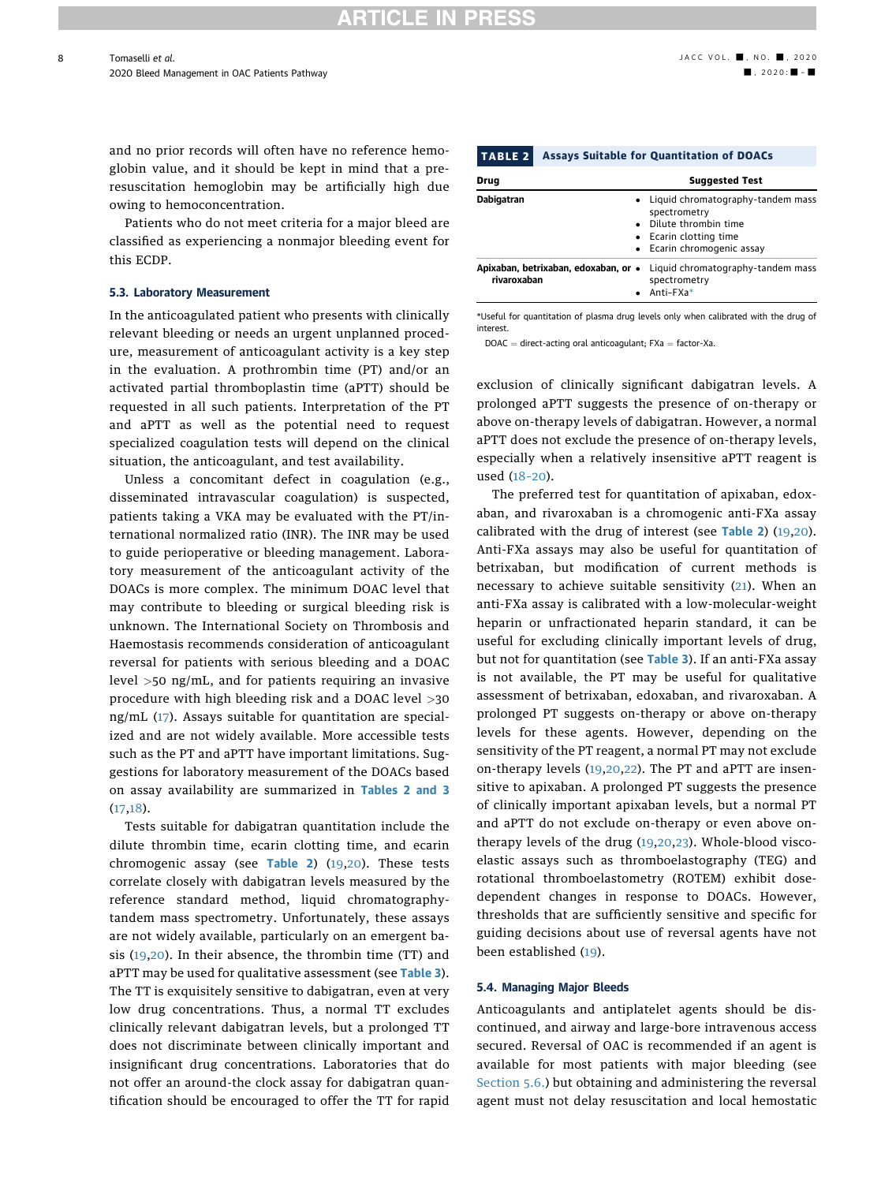and no prior records will often have no reference hemoglobin value, and it should be kept in mind that a pre-resuscitation hemoglobin may be artificially high due owing to hemoconcentration.

Patients who do not meet criteria for a major bleed are classified as experiencing a nonmajor bleeding event for this ECDP.

### 5.3. Laboratory Measurement

In the anticoagulated patient who presents with clinically relevant bleeding or needs an urgent unplanned procedure, measurement of anticoagulant activity is a key step in the evaluation. A prothrombin time (PT) and/or an activated partial thromboplastin time (aPTT) should be requested in all such patients. Interpretation of the PT and aPTT as well as the potential need to request specialized coagulation tests will depend on the clinical situation, the anticoagulant, and test availability.

Unless a concomitant defect in coagulation (e.g., disseminated intravascular coagulation) is suspected, patients taking a VKA may be evaluated with the PT/international normalized ratio (INR). The INR may be used to guide perioperative or bleeding management. Laboratory measurement of the anticoagulant activity of the DOACs is more complex. The minimum DOAC level that may contribute to bleeding or surgical bleeding risk is unknown. The International Society on Thrombosis and Haemostasis recommends consideration of anticoagulant reversal for patients with serious bleeding and a DOAC level >50 ng/mL, and for patients requiring an invasive procedure with high bleeding risk and a DOAC level >30 ng/mL (17). Assays suitable for quantitation are specialized and are not widely available. More accessible tests such as the PT and aPTT have important limitations. Suggestions for laboratory measurement of the DOACs based on assay availability are summarized in Tables 2 and 3 (17,18).

**TABLE 2** Assays Suitable for Quantitation of DOACs

| Drug | Suggested Test |
|---|---|
| Dabigatran | • Liquid chromatography-tandem mass spectrometry<br>• Dilute thrombin time<br>• Ecarin clotting time<br>• Ecarin chromogenic assay |
| Apixaban, betrixaban, edoxaban, or rivaroxaban | • Liquid chromatography-tandem mass spectrometry<br>• Anti-FXa* |

*Useful for quantitation of plasma drug levels only when calibrated with the drug of interest.

DOAC = direct-acting oral anticoagulant; FXa = factor-Xa.

Tests suitable for dabigatran quantitation include the dilute thrombin time, ecarin clotting time, and ecarin chromogenic assay (see Table 2) (19,20). These tests correlate closely with dabigatran levels measured by the reference standard method, liquid chromatography-tandem mass spectrometry. Unfortunately, these assays are not widely available, particularly on an emergent basis (19,20). In their absence, the thrombin time (TT) and aPTT may be used for qualitative assessment (see Table 3). The TT is exquisitely sensitive to dabigatran, even at very low drug concentrations. Thus, a normal TT excludes clinically relevant dabigatran levels, but a prolonged TT does not discriminate between clinically important and insignificant drug concentrations. Laboratories that do not offer an around-the clock assay for dabigatran quantification should be encouraged to offer the TT for rapid exclusion of clinically significant dabigatran levels. A prolonged aPTT suggests the presence of on-therapy or above on-therapy levels of dabigatran. However, a normal aPTT does not exclude the presence of on-therapy levels, especially when a relatively insensitive aPTT reagent is used (18-20).

The preferred test for quantitation of apixaban, edoxaban, and rivaroxaban is a chromogenic anti-FXa assay calibrated with the drug of interest (see Table 2) (19,20). Anti-FXa assays may also be useful for quantitation of betrixaban, but modification of current methods is necessary to achieve suitable sensitivity (21). When an anti-FXa assay is calibrated with a low-molecular-weight heparin or unfractionated heparin standard, it can be useful for excluding clinically important levels of drug, but not for quantitation (see Table 3). If an anti-FXa assay is not available, the PT may be useful for qualitative assessment of betrixaban, edoxaban, and rivaroxaban. A prolonged PT suggests on-therapy or above on-therapy levels for these agents. However, depending on the sensitivity of the PT reagent, a normal PT may not exclude on-therapy levels (19,20,22). The PT and aPTT are insensitive to apixaban. A prolonged PT suggests the presence of clinically important apixaban levels, but a normal PT and aPTT do not exclude on-therapy or even above on-therapy levels of the drug (19,20,23). Whole-blood viscoelastic assays such as thromboelastography (TEG) and rotational thromboelastometry (ROTEM) exhibit dose-dependent changes in response to DOACs. However, thresholds that are sufficiently sensitive and specific for guiding decisions about use of reversal agents have not been established (19).

### 5.4. Managing Major Bleeds

Anticoagulants and antiplatelet agents should be discontinued, and airway and large-bore intravenous access secured. Reversal of OAC is recommended if an agent is available for most patients with major bleeding (see Section 5.6.) but obtaining and administering the reversal agent must not delay resuscitation and local hemostatic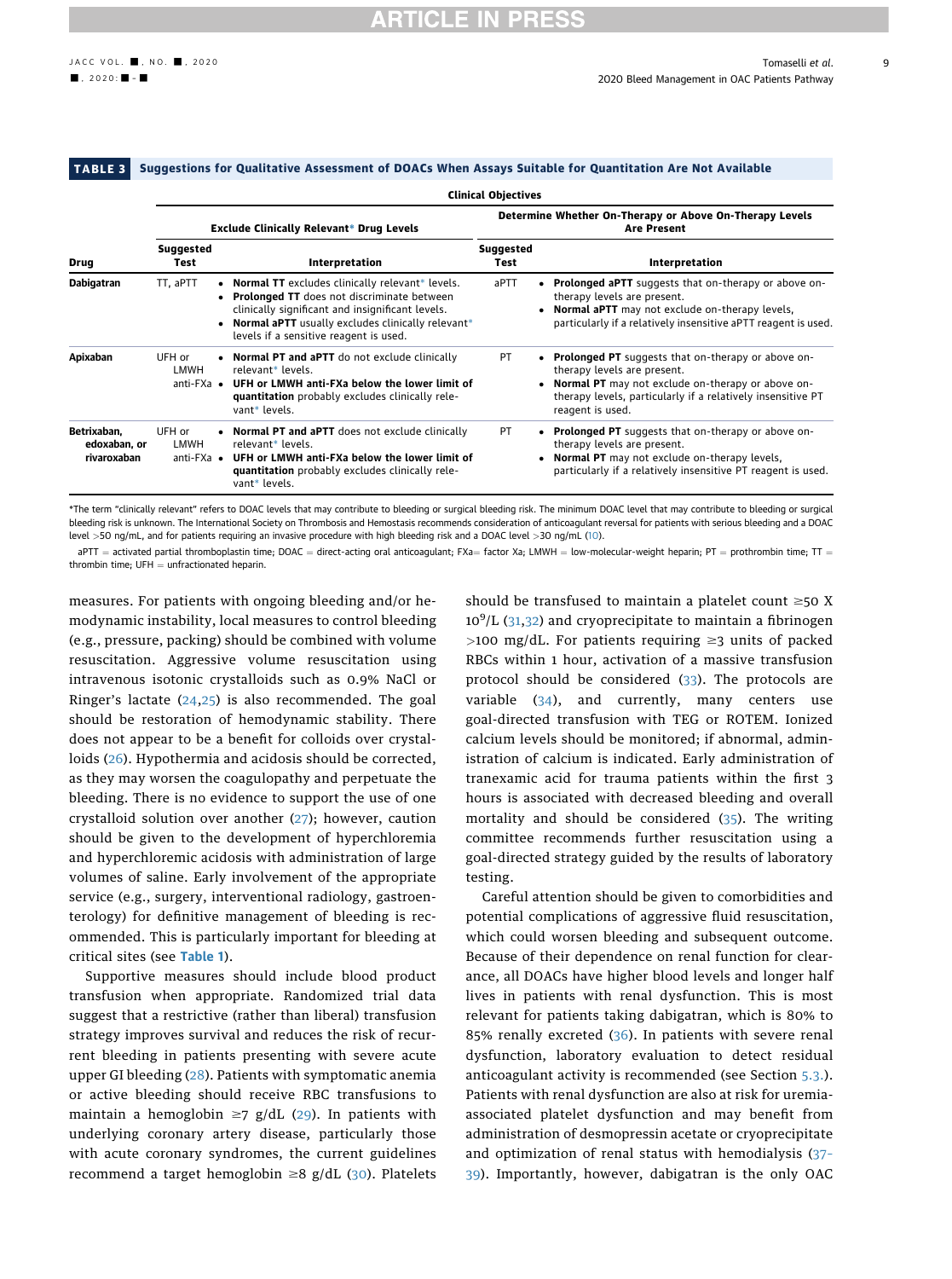**TABLE 3 Suggestions for Qualitative Assessment of DOACs When Assays Suitable for Quantitation Are Not Available**

| | Clinical Objectives | | | |
|---|---|---|---|---|
| | Exclude Clinically Relevant* Drug Levels | | Determine Whether On-Therapy or Above On-Therapy Levels Are Present | |
| Drug | Suggested Test | Interpretation | Suggested Test | Interpretation |
| Dabigatran | TT, aPTT | • **Normal TT** excludes clinically relevant* levels.<br>• **Prolonged TT** does not discriminate between clinically significant and insignificant levels.<br>• **Normal aPTT** usually excludes clinically relevant* levels if a sensitive reagent is used. | aPTT | • **Prolonged aPTT** suggests that on-therapy or above on-therapy levels are present.<br>• **Normal aPTT** may not exclude on-therapy levels, particularly if a relatively insensitive aPTT reagent is used. |
| Apixaban | UFH or LMWH anti-FXa | • **Normal PT and aPTT** do not exclude clinically relevant* levels.<br>• **UFH or LMWH anti-FXa below the lower limit of quantitation** probably excludes clinically relevant* levels. | PT | • **Prolonged PT** suggests that on-therapy or above on-therapy levels are present.<br>• **Normal PT** may not exclude on-therapy or above on-therapy levels, particularly if a relatively insensitive PT reagent is used. |
| Betrixaban, edoxaban, or rivaroxaban | UFH or LMWH anti-FXa | • **Normal PT and aPTT** does not exclude clinically relevant* levels.<br>• **UFH or LMWH anti-FXa below the lower limit of quantitation** probably excludes clinically relevant* levels. | PT | • **Prolonged PT** suggests that on-therapy or above on-therapy levels are present.<br>• **Normal PT** may not exclude on-therapy levels, particularly if a relatively insensitive PT reagent is used. |

*The term "clinically relevant" refers to DOAC levels that may contribute to bleeding or surgical bleeding risk. The minimum DOAC level that may contribute to bleeding or surgical bleeding risk is unknown. The International Society on Thrombosis and Hemostasis recommends consideration of anticoagulant reversal for patients with serious bleeding and a DOAC level >50 ng/mL, and for patients requiring an invasive procedure with high bleeding risk and a DOAC level >30 ng/mL (10).

aPTT = activated partial thromboplastin time; DOAC = direct-acting oral anticoagulant; FXa = factor Xa; LMWH = low-molecular-weight heparin; PT = prothrombin time; TT = thrombin time; UFH = unfractionated heparin.

measures. For patients with ongoing bleeding and/or hemodynamic instability, local measures to control bleeding (e.g., pressure, packing) should be combined with volume resuscitation. Aggressive volume resuscitation using intravenous isotonic crystalloids such as 0.9% NaCl or Ringer's lactate (24,25) is also recommended. The goal should be restoration of hemodynamic stability. There does not appear to be a benefit for colloids over crystalloids (26). Hypothermia and acidosis should be corrected, as they may worsen the coagulopathy and perpetuate the bleeding. There is no evidence to support the use of one crystalloid solution over another (27); however, caution should be given to the development of hyperchloremia and hyperchloremic acidosis with administration of large volumes of saline. Early involvement of the appropriate service (e.g., surgery, interventional radiology, gastroenterology) for definitive management of bleeding is recommended. This is particularly important for bleeding at critical sites (see Table 1).

Supportive measures should include blood product transfusion when appropriate. Randomized trial data suggest that a restrictive (rather than liberal) transfusion strategy improves survival and reduces the risk of recurrent bleeding in patients presenting with severe acute upper GI bleeding (28). Patients with symptomatic anemia or active bleeding should receive RBC transfusions to maintain a hemoglobin ≥7 g/dL (29). In patients with underlying coronary artery disease, particularly those with acute coronary syndromes, the current guidelines recommend a target hemoglobin ≥8 g/dL (30). Platelets should be transfused to maintain a platelet count ≥50 X $10^9$/L (31,32) and cryoprecipitate to maintain a fibrinogen >100 mg/dL. For patients requiring ≥3 units of packed RBCs within 1 hour, activation of a massive transfusion protocol should be considered (33). The protocols are variable (34), and currently, many centers use goal-directed transfusion with TEG or ROTEM. Ionized calcium levels should be monitored; if abnormal, administration of calcium is indicated. Early administration of tranexamic acid for trauma patients within the first 3 hours is associated with decreased bleeding and overall mortality and should be considered (35). The writing committee recommends further resuscitation using a goal-directed strategy guided by the results of laboratory testing.

Careful attention should be given to comorbidities and potential complications of aggressive fluid resuscitation, which could worsen bleeding and subsequent outcome. Because of their dependence on renal function for clearance, all DOACs have higher blood levels and longer half lives in patients with renal dysfunction. This is most relevant for patients taking dabigatran, which is 80% to 85% renally excreted (36). In patients with severe renal dysfunction, laboratory evaluation to detect residual anticoagulant activity is recommended (see Section 5.3.). Patients with renal dysfunction are also at risk for uremia-associated platelet dysfunction and may benefit from administration of desmopressin acetate or cryoprecipitate and optimization of renal status with hemodialysis (37–39). Importantly, however, dabigatran is the only OAC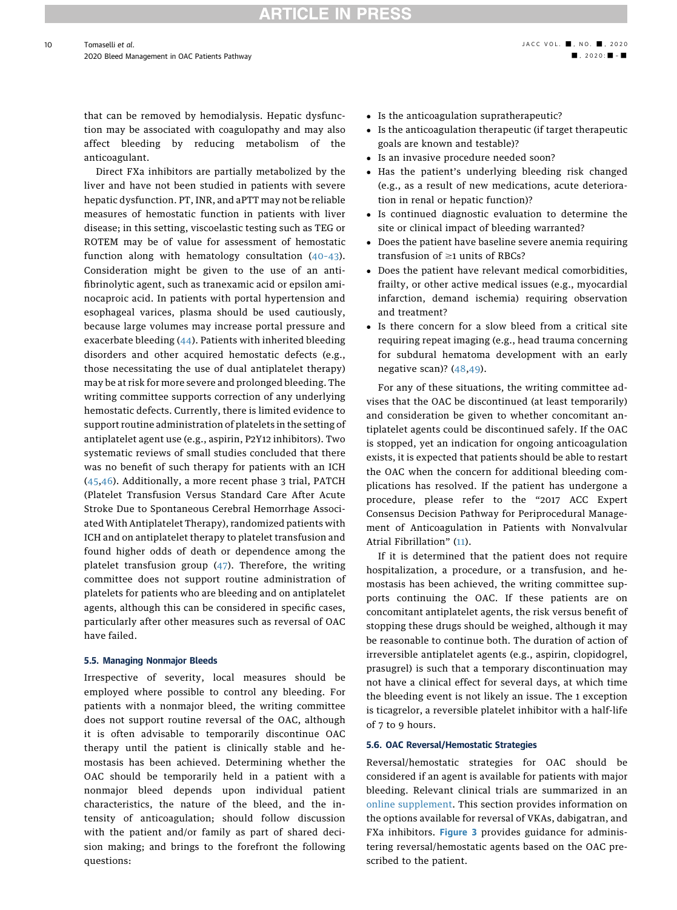that can be removed by hemodialysis. Hepatic dysfunction may be associated with coagulopathy and may also affect bleeding by reducing metabolism of the anticoagulant.

Direct FXa inhibitors are partially metabolized by the liver and have not been studied in patients with severe hepatic dysfunction. PT, INR, and aPTT may not be reliable measures of hemostatic function in patients with liver disease; in this setting, viscoelastic testing such as TEG or ROTEM may be of value for assessment of hemostatic function along with hematology consultation (40-43). Consideration might be given to the use of an antifibrinolytic agent, such as tranexamic acid or epsilon aminocaproic acid. In patients with portal hypertension and esophageal varices, plasma should be used cautiously, because large volumes may increase portal pressure and exacerbate bleeding (44). Patients with inherited bleeding disorders and other acquired hemostatic defects (e.g., those necessitating the use of dual antiplatelet therapy) may be at risk for more severe and prolonged bleeding. The writing committee supports correction of any underlying hemostatic defects. Currently, there is limited evidence to support routine administration of platelets in the setting of antiplatelet agent use (e.g., aspirin, P2Y12 inhibitors). Two systematic reviews of small studies concluded that there was no benefit of such therapy for patients with an ICH (45,46). Additionally, a more recent phase 3 trial, PATCH (Platelet Transfusion Versus Standard Care After Acute Stroke Due to Spontaneous Cerebral Hemorrhage Associated With Antiplatelet Therapy), randomized patients with ICH and on antiplatelet therapy to platelet transfusion and found higher odds of death or dependence among the platelet transfusion group (47). Therefore, the writing committee does not support routine administration of platelets for patients who are bleeding and on antiplatelet agents, although this can be considered in specific cases, particularly after other measures such as reversal of OAC have failed.

### 5.5. Managing Nonmajor Bleeds

Irrespective of severity, local measures should be employed where possible to control any bleeding. For patients with a nonmajor bleed, the writing committee does not support routine reversal of the OAC, although it is often advisable to temporarily discontinue OAC therapy until the patient is clinically stable and hemostasis has been achieved. Determining whether the OAC should be temporarily held in a patient with a nonmajor bleed depends upon individual patient characteristics, the nature of the bleed, and the intensity of anticoagulation; should follow discussion with the patient and/or family as part of shared decision making; and brings to the forefront the following questions:

- Is the anticoagulation supratherapeutic?
- Is the anticoagulation therapeutic (if target therapeutic goals are known and testable)?
- Is an invasive procedure needed soon?
- Has the patient's underlying bleeding risk changed (e.g., as a result of new medications, acute deterioration in renal or hepatic function)?
- Is continued diagnostic evaluation to determine the site or clinical impact of bleeding warranted?
- Does the patient have baseline severe anemia requiring transfusion of ≥1 units of RBCs?
- Does the patient have relevant medical comorbidities, frailty, or other active medical issues (e.g., myocardial infarction, demand ischemia) requiring observation and treatment?
- Is there concern for a slow bleed from a critical site requiring repeat imaging (e.g., head trauma concerning for subdural hematoma development with an early negative scan)? (48,49).

For any of these situations, the writing committee advises that the OAC be discontinued (at least temporarily) and consideration be given to whether concomitant antiplatelet agents could be discontinued safely. If the OAC is stopped, yet an indication for ongoing anticoagulation exists, it is expected that patients should be able to restart the OAC when the concern for additional bleeding complications has resolved. If the patient has undergone a procedure, please refer to the "2017 ACC Expert Consensus Decision Pathway for Periprocedural Management of Anticoagulation in Patients with Nonvalvular Atrial Fibrillation" (11).

If it is determined that the patient does not require hospitalization, a procedure, or a transfusion, and hemostasis has been achieved, the writing committee supports continuing the OAC. If these patients are on concomitant antiplatelet agents, the risk versus benefit of stopping these drugs should be weighed, although it may be reasonable to continue both. The duration of action of irreversible antiplatelet agents (e.g., aspirin, clopidogrel, prasugrel) is such that a temporary discontinuation may not have a clinical effect for several days, at which time the bleeding event is not likely an issue. The 1 exception is ticagrelor, a reversible platelet inhibitor with a half-life of 7 to 9 hours.

### 5.6. OAC Reversal/Hemostatic Strategies

Reversal/hemostatic strategies for OAC should be considered if an agent is available for patients with major bleeding. Relevant clinical trials are summarized in an online supplement. This section provides information on the options available for reversal of VKAs, dabigatran, and FXa inhibitors. **Figure 3** provides guidance for administering reversal/hemostatic agents based on the OAC prescribed to the patient.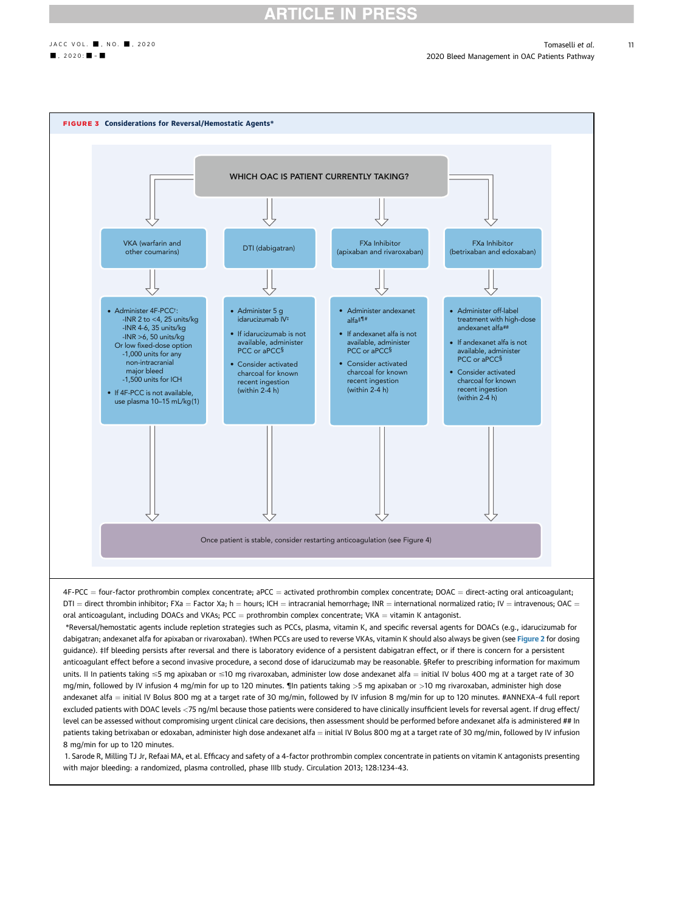**FIGURE 3 Considerations for Reversal/Hemostatic Agents***

WHICH OAC IS PATIENT CURRENTLY TAKING?

**VKA (warfarin and other coumarins)**

- Administer 4F-PCC†:
  - -INR 2 to <4, 25 units/kg
  - -INR 4-6, 35 units/kg
  - -INR >6, 50 units/kg

  Or low fixed-dose option
  - -1,000 units for any non-intracranial major bleed
  - -1,500 units for ICH
- If 4F-PCC is not available, use plasma 10–15 mL/kg(1)

**DTI (dabigatran)**

- Administer 5 g idarucizumab IV‡
- If idarucizumab is not available, administer PCC or aPCC§
- Consider activated charcoal for known recent ingestion (within 2-4 h)

**FXa Inhibitor (apixaban and rivaroxaban)**

- Administer andexanet alfaǁ¶#
- If andexanet alfa is not available, administer PCC or aPCC§
- Consider activated charcoal for known recent ingestion (within 2-4 h)

**FXa Inhibitor (betrixaban and edoxaban)**

- Administer off-label treatment with high-dose andexanet alfa###
- If andexanet alfa is not available, administer PCC or aPCC§
- Consider activated charcoal for known recent ingestion (within 2-4 h)

Once patient is stable, consider restarting anticoagulation (see Figure 4)

4F-PCC = four-factor prothrombin complex concentrate; aPCC = activated prothrombin complex concentrate; DOAC = direct-acting oral anticoagulant; DTI = direct thrombin inhibitor; FXa = Factor Xa; h = hours; ICH = intracranial hemorrhage; INR = international normalized ratio; IV = intravenous; OAC = oral anticoagulant, including DOACs and VKAs; PCC = prothrombin complex concentrate; VKA = vitamin K antagonist.

*Reversal/hemostatic agents include repletion strategies such as PCCs, plasma, vitamin K, and specific reversal agents for DOACs (e.g., idarucizumab for dabigatran; andexanet alfa for apixaban or rivaroxaban). †When PCCs are used to reverse VKAs, vitamin K should also always be given (see Figure 2 for dosing guidance). ‡If bleeding persists after reversal and there is laboratory evidence of a persistent dabigatran effect, or if there is concern for a persistent anticoagulant effect before a second invasive procedure, a second dose of idarucizumab may be reasonable. §Refer to prescribing information for maximum units. ǁ In patients taking ≤5 mg apixaban or ≤10 mg rivaroxaban, administer low dose andexanet alfa = initial IV bolus 400 mg at a target rate of 30 mg/min, followed by IV infusion 4 mg/min for up to 120 minutes. ¶In patients taking >5 mg apixaban or >10 mg rivaroxaban, administer high dose andexanet alfa = initial IV Bolus 800 mg at a target rate of 30 mg/min, followed by IV infusion 8 mg/min for up to 120 minutes. #ANNEXA-4 full report excluded patients with DOAC levels <75 ng/ml because those patients were considered to have clinically insufficient levels for reversal agent. If drug effect/level can be assessed without compromising urgent clinical care decisions, then assessment should be performed before andexanet alfa is administered ## In patients taking betrixaban or edoxaban, administer high dose andexanet alfa = initial IV Bolus 800 mg at a target rate of 30 mg/min, followed by IV infusion 8 mg/min for up to 120 minutes.

1. Sarode R, Milling TJ Jr, Refaai MA, et al. Efficacy and safety of a 4-factor prothrombin complex concentrate in patients on vitamin K antagonists presenting with major bleeding: a randomized, plasma controlled, phase IIIb study. Circulation 2013; 128:1234-43.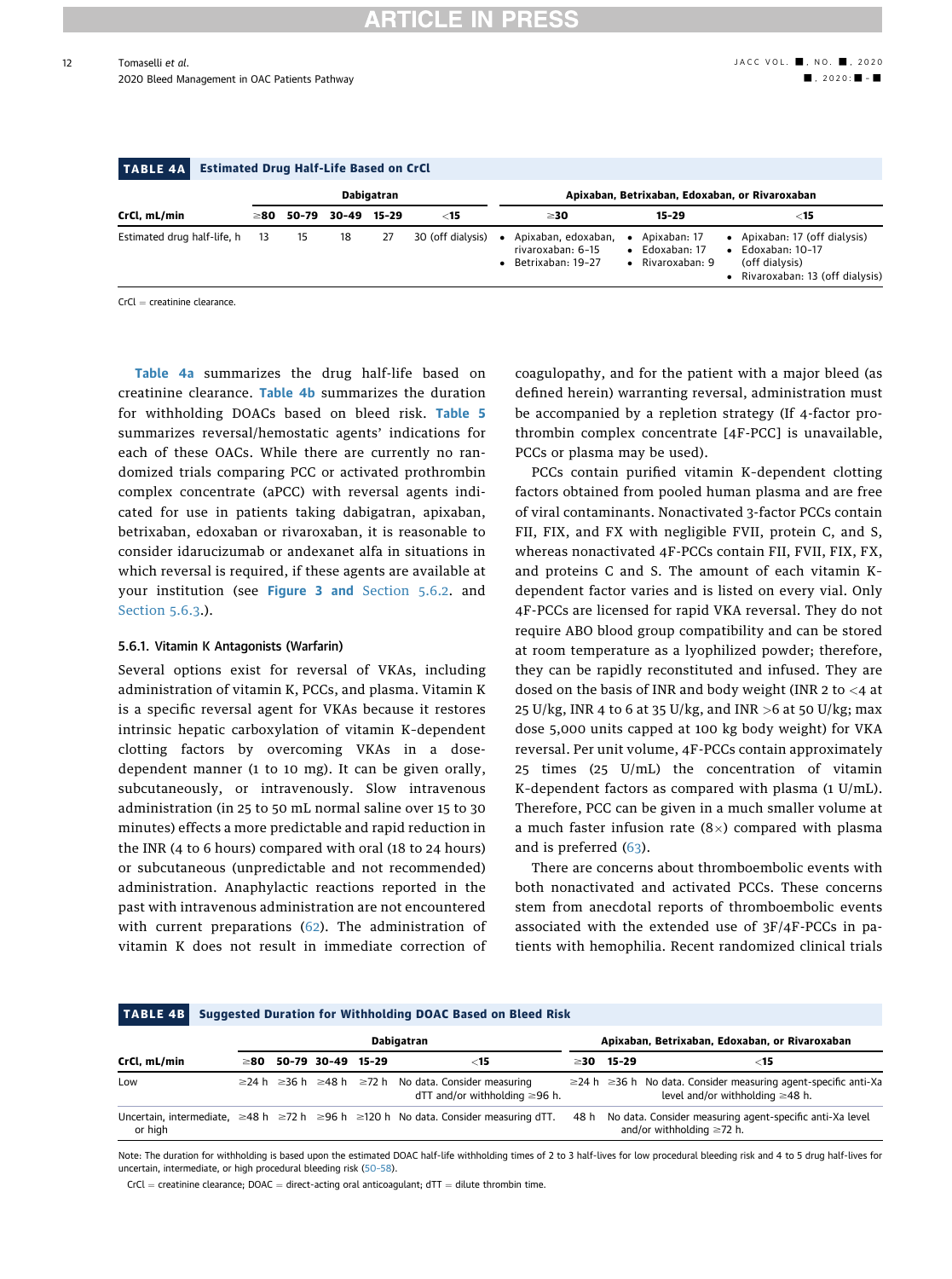**TABLE 4A Estimated Drug Half-Life Based on CrCl**

| CrCl, mL/min | Dabigatran | | | | | Apixaban, Betrixaban, Edoxaban, or Rivaroxaban | | |
|---|---|---|---|---|---|---|---|---|
| | ≥80 | 50-79 | 30-49 | 15-29 | <15 | ≥30 | 15-29 | <15 |
| Estimated drug half-life, h | 13 | 15 | 18 | 27 | 30 (off dialysis) | • Apixaban, edoxaban, rivaroxaban: 6-15<br>• Betrixaban: 19-27 | • Apixaban: 17<br>• Edoxaban: 17<br>• Rivaroxaban: 9 | • Apixaban: 17 (off dialysis)<br>• Edoxaban: 10-17 (off dialysis)<br>• Rivaroxaban: 13 (off dialysis) |

CrCl = creatinine clearance.

Table 4a summarizes the drug half-life based on creatinine clearance. Table 4b summarizes the duration for withholding DOACs based on bleed risk. Table 5 summarizes reversal/hemostatic agents' indications for each of these OACs. While there are currently no randomized trials comparing PCC or activated prothrombin complex concentrate (aPCC) with reversal agents indicated for use in patients taking dabigatran, apixaban, betrixaban, edoxaban or rivaroxaban, it is reasonable to consider idarucizumab or andexanet alfa in situations in which reversal is required, if these agents are available at your institution (see Figure 3 and Section 5.6.2. and Section 5.6.3.).

### 5.6.1. Vitamin K Antagonists (Warfarin)

Several options exist for reversal of VKAs, including administration of vitamin K, PCCs, and plasma. Vitamin K is a specific reversal agent for VKAs because it restores intrinsic hepatic carboxylation of vitamin K-dependent clotting factors by overcoming VKAs in a dose-dependent manner (1 to 10 mg). It can be given orally, subcutaneously, or intravenously. Slow intravenous administration (in 25 to 50 mL normal saline over 15 to 30 minutes) effects a more predictable and rapid reduction in the INR (4 to 6 hours) compared with oral (18 to 24 hours) or subcutaneous (unpredictable and not recommended) administration. Anaphylactic reactions reported in the past with intravenous administration are not encountered with current preparations (62). The administration of vitamin K does not result in immediate correction of coagulopathy, and for the patient with a major bleed (as defined herein) warranting reversal, administration must be accompanied by a repletion strategy (If 4-factor prothrombin complex concentrate [4F-PCC] is unavailable, PCCs or plasma may be used).

PCCs contain purified vitamin K-dependent clotting factors obtained from pooled human plasma and are free of viral contaminants. Nonactivated 3-factor PCCs contain FII, FIX, and FX with negligible FVII, protein C, and S, whereas nonactivated 4F-PCCs contain FII, FVII, FIX, FX, and proteins C and S. The amount of each vitamin K-dependent factor varies and is listed on every vial. Only 4F-PCCs are licensed for rapid VKA reversal. They do not require ABO blood group compatibility and can be stored at room temperature as a lyophilized powder; therefore, they can be rapidly reconstituted and infused. They are dosed on the basis of INR and body weight (INR 2 to <4 at 25 U/kg, INR 4 to 6 at 35 U/kg, and INR >6 at 50 U/kg; max dose 5,000 units capped at 100 kg body weight) for VKA reversal. Per unit volume, 4F-PCCs contain approximately 25 times (25 U/mL) the concentration of vitamin K-dependent factors as compared with plasma (1 U/mL). Therefore, PCC can be given in a much smaller volume at a much faster infusion rate (8×) compared with plasma and is preferred (63).

There are concerns about thromboembolic events with both nonactivated and activated PCCs. These concerns stem from anecdotal reports of thromboembolic events associated with the extended use of 3F/4F-PCCs in patients with hemophilia. Recent randomized clinical trials

**TABLE 4B Suggested Duration for Withholding DOAC Based on Bleed Risk**

| CrCl, mL/min | Dabigatran | | | | | Apixaban, Betrixaban, Edoxaban, or Rivaroxaban | | |
|---|---|---|---|---|---|---|---|---|
| | ≥80 | 50-79 | 30-49 | 15-29 | <15 | ≥30 | 15-29 | <15 |
| Low | ≥24 h | ≥36 h | ≥48 h | ≥72 h | No data. Consider measuring dTT and/or withholding ≥96 h. | ≥24 h | ≥36 h | No data. Consider measuring agent-specific anti-Xa level and/or withholding ≥48 h. |
| Uncertain, intermediate, or high | ≥48 h | ≥72 h | ≥96 h | ≥120 h | No data. Consider measuring dTT. | 48 h | No data. Consider measuring agent-specific anti-Xa level and/or withholding ≥72 h. | |

Note: The duration for withholding is based upon the estimated DOAC half-life withholding times of 2 to 3 half-lives for low procedural bleeding risk and 4 to 5 drug half-lives for uncertain, intermediate, or high procedural bleeding risk (50-58).

CrCl = creatinine clearance; DOAC = direct-acting oral anticoagulant; dTT = dilute thrombin time.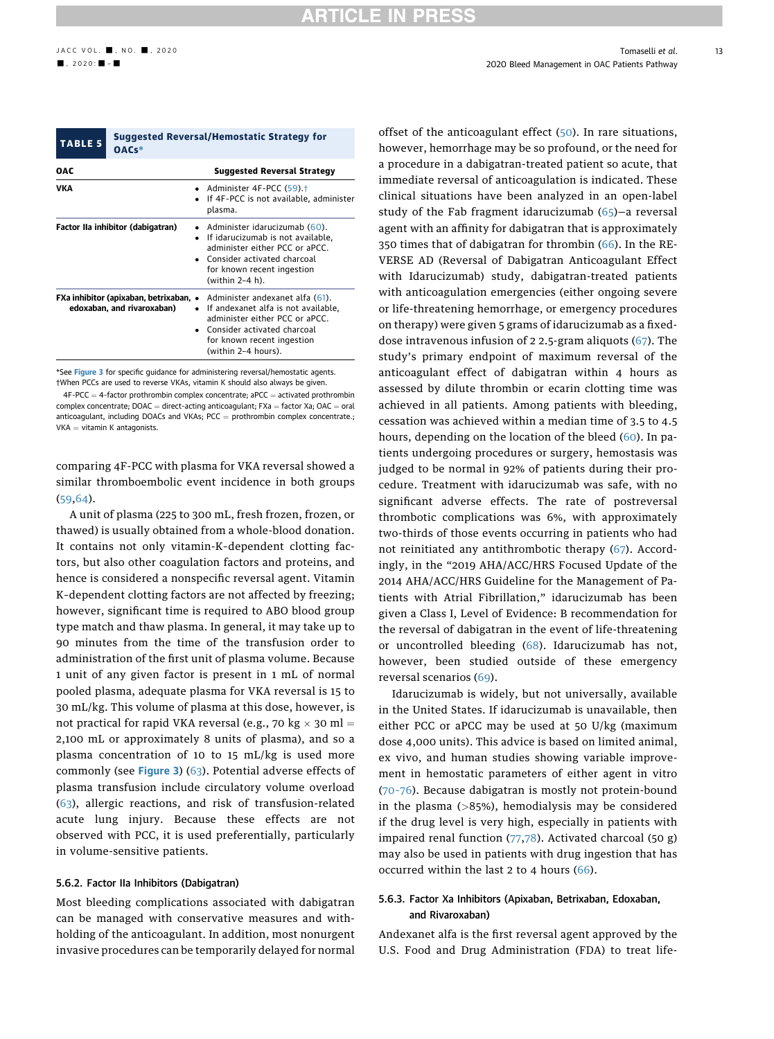**TABLE 5 Suggested Reversal/Hemostatic Strategy for OACs***

| OAC | Suggested Reversal Strategy |
|---|---|
| **VKA** | • Administer 4F-PCC (59).† <br> • If 4F-PCC is not available, administer plasma. |
| **Factor IIa inhibitor (dabigatran)** | • Administer idarucizumab (60). <br> • If idarucizumab is not available, administer either PCC or aPCC. <br> • Consider activated charcoal for known recent ingestion (within 2–4 h). |
| **FXa inhibitor (apixaban, betrixaban, edoxaban, and rivaroxaban)** | • Administer andexanet alfa (61). <br> • If andexanet alfa is not available, administer either PCC or aPCC. <br> • Consider activated charcoal for known recent ingestion (within 2–4 hours). |

*See Figure 3 for specific guidance for administering reversal/hemostatic agents. †When PCCs are used to reverse VKAs, vitamin K should also always be given.

4F-PCC = 4-factor prothrombin complex concentrate; aPCC = activated prothrombin complex concentrate; DOAC = direct-acting anticoagulant; FXa = factor Xa; OAC = oral anticoagulant, including DOACs and VKAs; PCC = prothrombin complex concentrate.; VKA = vitamin K antagonists.

comparing 4F-PCC with plasma for VKA reversal showed a similar thromboembolic event incidence in both groups (59,64).

A unit of plasma (225 to 300 mL, fresh frozen, frozen, or thawed) is usually obtained from a whole-blood donation. It contains not only vitamin-K-dependent clotting factors, but also other coagulation factors and proteins, and hence is considered a nonspecific reversal agent. Vitamin K-dependent clotting factors are not affected by freezing; however, significant time is required to ABO blood group type match and thaw plasma. In general, it may take up to 90 minutes from the time of the transfusion order to administration of the first unit of plasma volume. Because 1 unit of any given factor is present in 1 mL of normal pooled plasma, adequate plasma for VKA reversal is 15 to 30 mL/kg. This volume of plasma at this dose, however, is not practical for rapid VKA reversal (e.g., 70 kg × 30 ml = 2,100 mL or approximately 8 units of plasma), and so a plasma concentration of 10 to 15 mL/kg is used more commonly (see Figure 3) (63). Potential adverse effects of plasma transfusion include circulatory volume overload (63), allergic reactions, and risk of transfusion-related acute lung injury. Because these effects are not observed with PCC, it is used preferentially, particularly in volume-sensitive patients.

#### 5.6.2. Factor IIa Inhibitors (Dabigatran)

Most bleeding complications associated with dabigatran can be managed with conservative measures and withholding of the anticoagulant. In addition, most nonurgent invasive procedures can be temporarily delayed for normal offset of the anticoagulant effect (50). In rare situations, however, hemorrhage may be so profound, or the need for a procedure in a dabigatran-treated patient so acute, that immediate reversal of anticoagulation is indicated. These clinical situations have been analyzed in an open-label study of the Fab fragment idarucizumab (65)—a reversal agent with an affinity for dabigatran that is approximately 350 times that of dabigatran for thrombin (66). In the RE-VERSE AD (Reversal of Dabigatran Anticoagulant Effect with Idarucizumab) study, dabigatran-treated patients with anticoagulation emergencies (either ongoing severe or life-threatening hemorrhage, or emergency procedures on therapy) were given 5 grams of idarucizumab as a fixed-dose intravenous infusion of 2 2.5-gram aliquots (67). The study's primary endpoint of maximum reversal of the anticoagulant effect of dabigatran within 4 hours as assessed by dilute thrombin or ecarin clotting time was achieved in all patients. Among patients with bleeding, cessation was achieved within a median time of 3.5 to 4.5 hours, depending on the location of the bleed (60). In patients undergoing procedures or surgery, hemostasis was judged to be normal in 92% of patients during their procedure. Treatment with idarucizumab was safe, with no significant adverse effects. The rate of postreversal thrombotic complications was 6%, with approximately two-thirds of those events occurring in patients who had not reinitiated any antithrombotic therapy (67). Accordingly, in the "2019 AHA/ACC/HRS Focused Update of the 2014 AHA/ACC/HRS Guideline for the Management of Patients with Atrial Fibrillation," idarucizumab has been given a Class I, Level of Evidence: B recommendation for the reversal of dabigatran in the event of life-threatening or uncontrolled bleeding (68). Idarucizumab has not, however, been studied outside of these emergency reversal scenarios (69).

Idarucizumab is widely, but not universally, available in the United States. If idarucizumab is unavailable, then either PCC or aPCC may be used at 50 U/kg (maximum dose 4,000 units). This advice is based on limited animal, ex vivo, and human studies showing variable improvement in hemostatic parameters of either agent in vitro (70–76). Because dabigatran is mostly not protein-bound in the plasma (>85%), hemodialysis may be considered if the drug level is very high, especially in patients with impaired renal function (77,78). Activated charcoal (50 g) may also be used in patients with drug ingestion that has occurred within the last 2 to 4 hours (66).

#### 5.6.3. Factor Xa Inhibitors (Apixaban, Betrixaban, Edoxaban, and Rivaroxaban)

Andexanet alfa is the first reversal agent approved by the U.S. Food and Drug Administration (FDA) to treat life-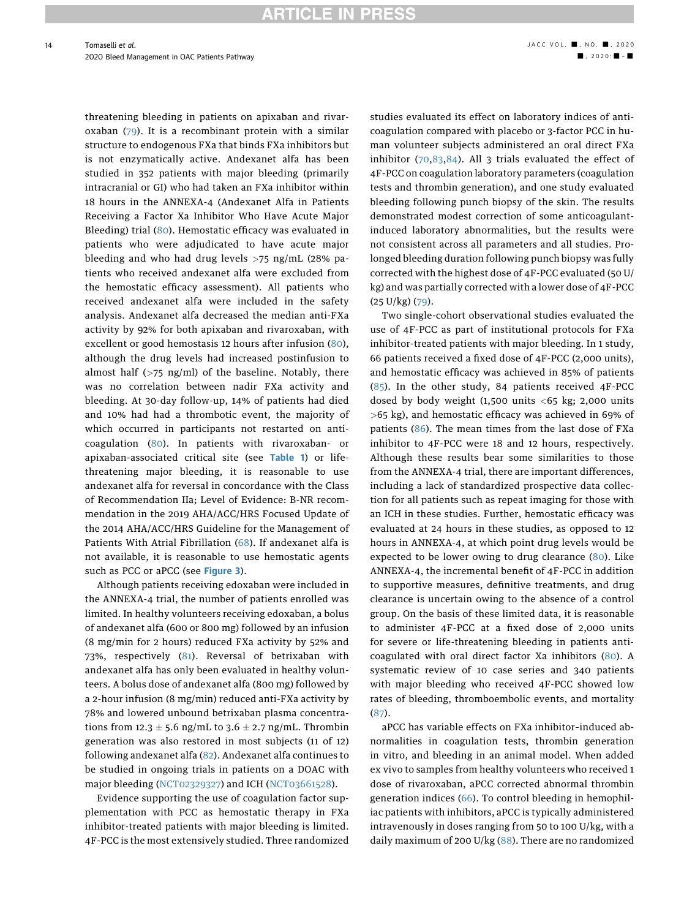threatening bleeding in patients on apixaban and rivaroxaban (79). It is a recombinant protein with a similar structure to endogenous FXa that binds FXa inhibitors but is not enzymatically active. Andexanet alfa has been studied in 352 patients with major bleeding (primarily intracranial or GI) who had taken an FXa inhibitor within 18 hours in the ANNEXA-4 (Andexanet Alfa in Patients Receiving a Factor Xa Inhibitor Who Have Acute Major Bleeding) trial (80). Hemostatic efficacy was evaluated in patients who were adjudicated to have acute major bleeding and who had drug levels >75 ng/mL (28% patients who received andexanet alfa were excluded from the hemostatic efficacy assessment). All patients who received andexanet alfa were included in the safety analysis. Andexanet alfa decreased the median anti-FXa activity by 92% for both apixaban and rivaroxaban, with excellent or good hemostasis 12 hours after infusion (80), although the drug levels had increased postinfusion to almost half (>75 ng/ml) of the baseline. Notably, there was no correlation between nadir FXa activity and bleeding. At 30-day follow-up, 14% of patients had died and 10% had had a thrombotic event, the majority of which occurred in participants not restarted on anticoagulation (80). In patients with rivaroxaban- or apixaban-associated critical site (see **Table 1**) or life-threatening major bleeding, it is reasonable to use andexanet alfa for reversal in concordance with the Class of Recommendation IIa; Level of Evidence: B-NR recommendation in the 2019 AHA/ACC/HRS Focused Update of the 2014 AHA/ACC/HRS Guideline for the Management of Patients With Atrial Fibrillation (68). If andexanet alfa is not available, it is reasonable to use hemostatic agents such as PCC or aPCC (see **Figure 3**).

Although patients receiving edoxaban were included in the ANNEXA-4 trial, the number of patients enrolled was limited. In healthy volunteers receiving edoxaban, a bolus of andexanet alfa (600 or 800 mg) followed by an infusion (8 mg/min for 2 hours) reduced FXa activity by 52% and 73%, respectively (81). Reversal of betrixaban with andexanet alfa has only been evaluated in healthy volunteers. A bolus dose of andexanet alfa (800 mg) followed by a 2-hour infusion (8 mg/min) reduced anti-FXa activity by 78% and lowered unbound betrixaban plasma concentrations from 12.3 ± 5.6 ng/mL to 3.6 ± 2.7 ng/mL. Thrombin generation was also restored in most subjects (11 of 12) following andexanet alfa (82). Andexanet alfa continues to be studied in ongoing trials in patients on a DOAC with major bleeding (NCT02329327) and ICH (NCT03661528).

Evidence supporting the use of coagulation factor supplementation with PCC as hemostatic therapy in FXa inhibitor-treated patients with major bleeding is limited. 4F-PCC is the most extensively studied. Three randomized studies evaluated its effect on laboratory indices of anticoagulation compared with placebo or 3-factor PCC in human volunteer subjects administered an oral direct FXa inhibitor (70,83,84). All 3 trials evaluated the effect of 4F-PCC on coagulation laboratory parameters (coagulation tests and thrombin generation), and one study evaluated bleeding following punch biopsy of the skin. The results demonstrated modest correction of some anticoagulant-induced laboratory abnormalities, but the results were not consistent across all parameters and all studies. Prolonged bleeding duration following punch biopsy was fully corrected with the highest dose of 4F-PCC evaluated (50 U/kg) and was partially corrected with a lower dose of 4F-PCC (25 U/kg) (79).

Two single-cohort observational studies evaluated the use of 4F-PCC as part of institutional protocols for FXa inhibitor-treated patients with major bleeding. In 1 study, 66 patients received a fixed dose of 4F-PCC (2,000 units), and hemostatic efficacy was achieved in 85% of patients (85). In the other study, 84 patients received 4F-PCC dosed by body weight (1,500 units <65 kg; 2,000 units >65 kg), and hemostatic efficacy was achieved in 69% of patients (86). The mean times from the last dose of FXa inhibitor to 4F-PCC were 18 and 12 hours, respectively. Although these results bear some similarities to those from the ANNEXA-4 trial, there are important differences, including a lack of standardized prospective data collection for all patients such as repeat imaging for those with an ICH in these studies. Further, hemostatic efficacy was evaluated at 24 hours in these studies, as opposed to 12 hours in ANNEXA-4, at which point drug levels would be expected to be lower owing to drug clearance (80). Like ANNEXA-4, the incremental benefit of 4F-PCC in addition to supportive measures, definitive treatments, and drug clearance is uncertain owing to the absence of a control group. On the basis of these limited data, it is reasonable to administer 4F-PCC at a fixed dose of 2,000 units for severe or life-threatening bleeding in patients anticoagulated with oral direct factor Xa inhibitors (80). A systematic review of 10 case series and 340 patients with major bleeding who received 4F-PCC showed low rates of bleeding, thromboembolic events, and mortality (87).

aPCC has variable effects on FXa inhibitor-induced abnormalities in coagulation tests, thrombin generation in vitro, and bleeding in an animal model. When added ex vivo to samples from healthy volunteers who received 1 dose of rivaroxaban, aPCC corrected abnormal thrombin generation indices (66). To control bleeding in hemophiliac patients with inhibitors, aPCC is typically administered intravenously in doses ranging from 50 to 100 U/kg, with a daily maximum of 200 U/kg (88). There are no randomized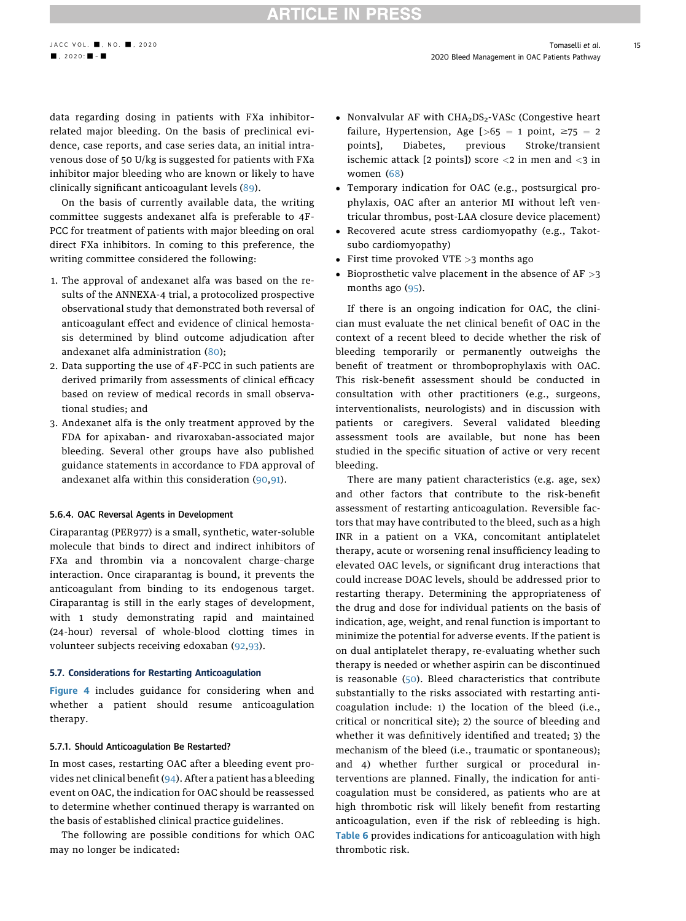data regarding dosing in patients with FXa inhibitor-related major bleeding. On the basis of preclinical evidence, case reports, and case series data, an initial intravenous dose of 50 U/kg is suggested for patients with FXa inhibitor major bleeding who are known or likely to have clinically significant anticoagulant levels (89).

On the basis of currently available data, the writing committee suggests andexanet alfa is preferable to 4F-PCC for treatment of patients with major bleeding on oral direct FXa inhibitors. In coming to this preference, the writing committee considered the following:

1. The approval of andexanet alfa was based on the results of the ANNEXA-4 trial, a protocolized prospective observational study that demonstrated both reversal of anticoagulant effect and evidence of clinical hemostasis determined by blind outcome adjudication after andexanet alfa administration (80);
2. Data supporting the use of 4F-PCC in such patients are derived primarily from assessments of clinical efficacy based on review of medical records in small observational studies; and
3. Andexanet alfa is the only treatment approved by the FDA for apixaban- and rivaroxaban-associated major bleeding. Several other groups have also published guidance statements in accordance to FDA approval of andexanet alfa within this consideration (90,91).

#### 5.6.4. OAC Reversal Agents in Development

Ciraparantag (PER977) is a small, synthetic, water-soluble molecule that binds to direct and indirect inhibitors of FXa and thrombin via a noncovalent charge-charge interaction. Once ciraparantag is bound, it prevents the anticoagulant from binding to its endogenous target. Ciraparantag is still in the early stages of development, with 1 study demonstrating rapid and maintained (24-hour) reversal of whole-blood clotting times in volunteer subjects receiving edoxaban (92,93).

### 5.7. Considerations for Restarting Anticoagulation

Figure 4 includes guidance for considering when and whether a patient should resume anticoagulation therapy.

#### 5.7.1. Should Anticoagulation Be Restarted?

In most cases, restarting OAC after a bleeding event provides net clinical benefit (94). After a patient has a bleeding event on OAC, the indication for OAC should be reassessed to determine whether continued therapy is warranted on the basis of established clinical practice guidelines.

The following are possible conditions for which OAC may no longer be indicated:

- Nonvalvular AF with $CHA_2DS_2$-VASc (Congestive heart failure, Hypertension, Age [>65 = 1 point, ≥75 = 2 points], Diabetes, previous Stroke/transient ischemic attack [2 points]) score <2 in men and <3 in women (68)
- Temporary indication for OAC (e.g., postsurgical prophylaxis, OAC after an anterior MI without left ventricular thrombus, post-LAA closure device placement)
- Recovered acute stress cardiomyopathy (e.g., Takotsubo cardiomyopathy)
- First time provoked VTE >3 months ago
- Bioprosthetic valve placement in the absence of AF >3 months ago (95).

If there is an ongoing indication for OAC, the clinician must evaluate the net clinical benefit of OAC in the context of a recent bleed to decide whether the risk of bleeding temporarily or permanently outweighs the benefit of treatment or thromboprophylaxis with OAC. This risk-benefit assessment should be conducted in consultation with other practitioners (e.g., surgeons, interventionalists, neurologists) and in discussion with patients or caregivers. Several validated bleeding assessment tools are available, but none has been studied in the specific situation of active or very recent bleeding.

There are many patient characteristics (e.g. age, sex) and other factors that contribute to the risk-benefit assessment of restarting anticoagulation. Reversible factors that may have contributed to the bleed, such as a high INR in a patient on a VKA, concomitant antiplatelet therapy, acute or worsening renal insufficiency leading to elevated OAC levels, or significant drug interactions that could increase DOAC levels, should be addressed prior to restarting therapy. Determining the appropriateness of the drug and dose for individual patients on the basis of indication, age, weight, and renal function is important to minimize the potential for adverse events. If the patient is on dual antiplatelet therapy, re-evaluating whether such therapy is needed or whether aspirin can be discontinued is reasonable (50). Bleed characteristics that contribute substantially to the risks associated with restarting anticoagulation include: 1) the location of the bleed (i.e., critical or noncritical site); 2) the source of bleeding and whether it was definitively identified and treated; 3) the mechanism of the bleed (i.e., traumatic or spontaneous); and 4) whether further surgical or procedural interventions are planned. Finally, the indication for anticoagulation must be considered, as patients who are at high thrombotic risk will likely benefit from restarting anticoagulation, even if the risk of rebleeding is high. Table 6 provides indications for anticoagulation with high thrombotic risk.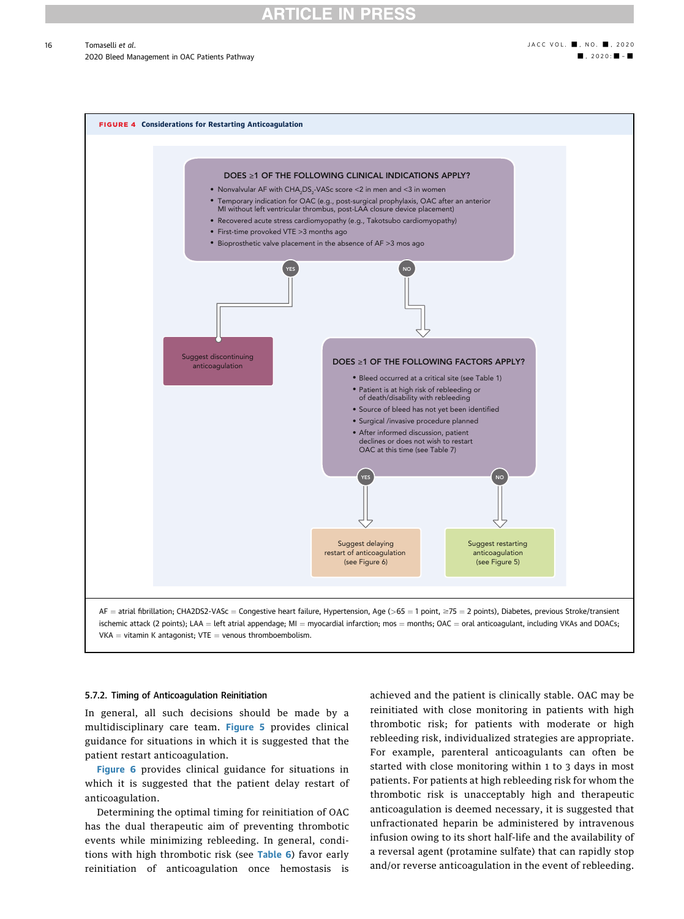**FIGURE 4 Considerations for Restarting Anticoagulation**

**DOES ≥1 OF THE FOLLOWING CLINICAL INDICATIONS APPLY?**

- Nonvalvular AF with $CHA_2DS_2$-VASc score <2 in men and <3 in women
- Temporary indication for OAC (e.g., post-surgical prophylaxis, OAC after an anterior MI without left ventricular thrombus, post-LAA closure device placement)
- Recovered acute stress cardiomyopathy (e.g., Takotsubo cardiomyopathy)
- First-time provoked VTE >3 months ago
- Bioprosthetic valve placement in the absence of AF >3 mos ago

YES → Suggest discontinuing anticoagulation

NO → **DOES ≥1 OF THE FOLLOWING FACTORS APPLY?**

- Bleed occurred at a critical site (see Table 1)
- Patient is at high risk of rebleeding or of death/disability with rebleeding
- Source of bleed has not yet been identified
- Surgical /invasive procedure planned
- After informed discussion, patient declines or does not wish to restart OAC at this time (see Table 7)

YES → Suggest delaying restart of anticoagulation (see Figure 6)

NO → Suggest restarting anticoagulation (see Figure 5)

AF = atrial fibrillation; CHA2DS2-VASc = Congestive heart failure, Hypertension, Age (>65 = 1 point, ≥75 = 2 points), Diabetes, previous Stroke/transient ischemic attack (2 points); LAA = left atrial appendage; MI = myocardial infarction; mos = months; OAC = oral anticoagulant, including VKAs and DOACs; VKA = vitamin K antagonist; VTE = venous thromboembolism.

#### 5.7.2. Timing of Anticoagulation Reinitiation

In general, all such decisions should be made by a multidisciplinary care team. Figure 5 provides clinical guidance for situations in which it is suggested that the patient restart anticoagulation.

Figure 6 provides clinical guidance for situations in which it is suggested that the patient delay restart of anticoagulation.

Determining the optimal timing for reinitiation of OAC has the dual therapeutic aim of preventing thrombotic events while minimizing rebleeding. In general, conditions with high thrombotic risk (see Table 6) favor early reinitiation of anticoagulation once hemostasis is achieved and the patient is clinically stable. OAC may be reinitiated with close monitoring in patients with high thrombotic risk; for patients with moderate or high rebleeding risk, individualized strategies are appropriate. For example, parenteral anticoagulants can often be started with close monitoring within 1 to 3 days in most patients. For patients at high rebleeding risk for whom the thrombotic risk is unacceptably high and therapeutic anticoagulation is deemed necessary, it is suggested that unfractionated heparin be administered by intravenous infusion owing to its short half-life and the availability of a reversal agent (protamine sulfate) that can rapidly stop and/or reverse anticoagulation in the event of rebleeding.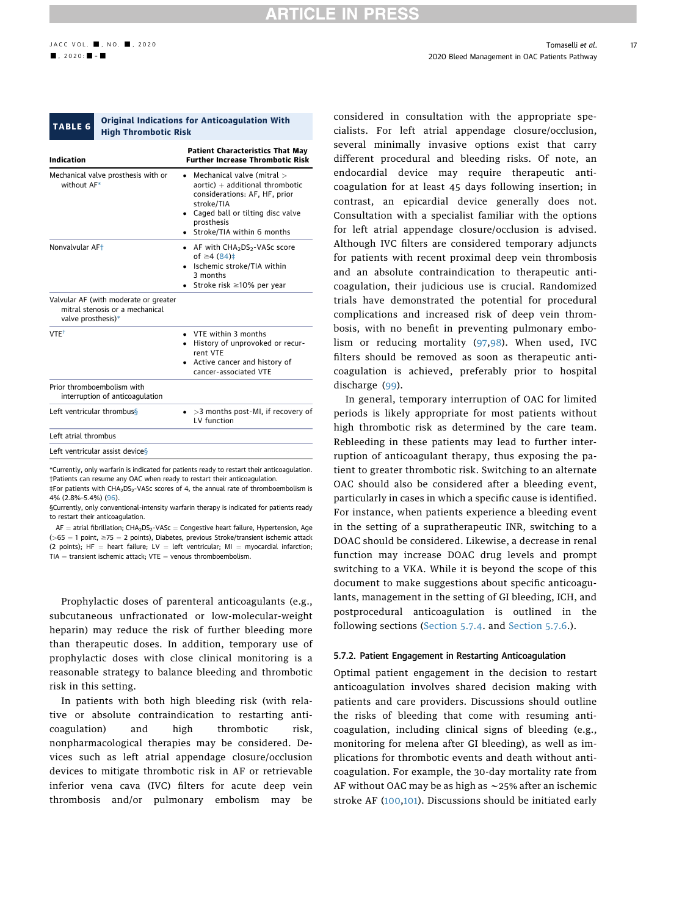**TABLE 6 Original Indications for Anticoagulation With High Thrombotic Risk**

| Indication | Patient Characteristics That May Further Increase Thrombotic Risk |
|---|---|
| Mechanical valve prosthesis with or without AF* | • Mechanical valve (mitral > aortic) + additional thrombotic considerations: AF, HF, prior stroke/TIA<br>• Caged ball or tilting disc valve prosthesis<br>• Stroke/TIA within 6 months |
| Nonvalvular AF† | • AF with $CHA_2DS_2$-VASc score of ≥4 (84)‡<br>• Ischemic stroke/TIA within 3 months<br>• Stroke risk ≥10% per year |
| Valvular AF (with moderate or greater mitral stenosis or a mechanical valve prosthesis)* | |
| VTE† | • VTE within 3 months<br>• History of unprovoked or recurrent VTE<br>• Active cancer and history of cancer-associated VTE |
| Prior thromboembolism with interruption of anticoagulation | |
| Left ventricular thrombus§ | • >3 months post-MI, if recovery of LV function |
| Left atrial thrombus | |
| Left ventricular assist device§ | |

*Currently, only warfarin is indicated for patients ready to restart their anticoagulation.
†Patients can resume any OAC when ready to restart their anticoagulation.
‡For patients with $CHA_2DS_2$-VASc scores of 4, the annual rate of thromboembolism is 4% (2.8%-5.4%) (96).
§Currently, only conventional-intensity warfarin therapy is indicated for patients ready to restart their anticoagulation.

AF = atrial fibrillation; $CHA_2DS_2$-VASc = Congestive heart failure, Hypertension, Age (>65 = 1 point, ≥75 = 2 points), Diabetes, previous Stroke/transient ischemic attack (2 points); HF = heart failure; LV = left ventricular; MI = myocardial infarction; TIA = transient ischemic attack; VTE = venous thromboembolism.

Prophylactic doses of parenteral anticoagulants (e.g., subcutaneous unfractionated or low-molecular-weight heparin) may reduce the risk of further bleeding more than therapeutic doses. In addition, temporary use of prophylactic doses with close clinical monitoring is a reasonable strategy to balance bleeding and thrombotic risk in this setting.

In patients with both high bleeding risk (with relative or absolute contraindication to restarting anticoagulation) and high thrombotic risk, nonpharmacological therapies may be considered. Devices such as left atrial appendage closure/occlusion devices to mitigate thrombotic risk in AF or retrievable inferior vena cava (IVC) filters for acute deep vein thrombosis and/or pulmonary embolism may be considered in consultation with the appropriate specialists. For left atrial appendage closure/occlusion, several minimally invasive options exist that carry different procedural and bleeding risks. Of note, an endocardial device may require therapeutic anticoagulation for at least 45 days following insertion; in contrast, an epicardial device generally does not. Consultation with a specialist familiar with the options for left atrial appendage closure/occlusion is advised. Although IVC filters are considered temporary adjuncts for patients with recent proximal deep vein thrombosis and an absolute contraindication to therapeutic anticoagulation, their judicious use is crucial. Randomized trials have demonstrated the potential for procedural complications and increased risk of deep vein thrombosis, with no benefit in preventing pulmonary embolism or reducing mortality (97,98). When used, IVC filters should be removed as soon as therapeutic anticoagulation is achieved, preferably prior to hospital discharge (99).

In general, temporary interruption of OAC for limited periods is likely appropriate for most patients without high thrombotic risk as determined by the care team. Rebleeding in these patients may lead to further interruption of anticoagulant therapy, thus exposing the patient to greater thrombotic risk. Switching to an alternate OAC should also be considered after a bleeding event, particularly in cases in which a specific cause is identified. For instance, when patients experience a bleeding event in the setting of a supratherapeutic INR, switching to a DOAC should be considered. Likewise, a decrease in renal function may increase DOAC drug levels and prompt switching to a VKA. While it is beyond the scope of this document to make suggestions about specific anticoagulants, management in the setting of GI bleeding, ICH, and postprocedural anticoagulation is outlined in the following sections (Section 5.7.4. and Section 5.7.6.).

### 5.7.2. Patient Engagement in Restarting Anticoagulation

Optimal patient engagement in the decision to restart anticoagulation involves shared decision making with patients and care providers. Discussions should outline the risks of bleeding that come with resuming anticoagulation, including clinical signs of bleeding (e.g., monitoring for melena after GI bleeding), as well as implications for thrombotic events and death without anticoagulation. For example, the 30-day mortality rate from AF without OAC may be as high as ~25% after an ischemic stroke AF (100,101). Discussions should be initiated early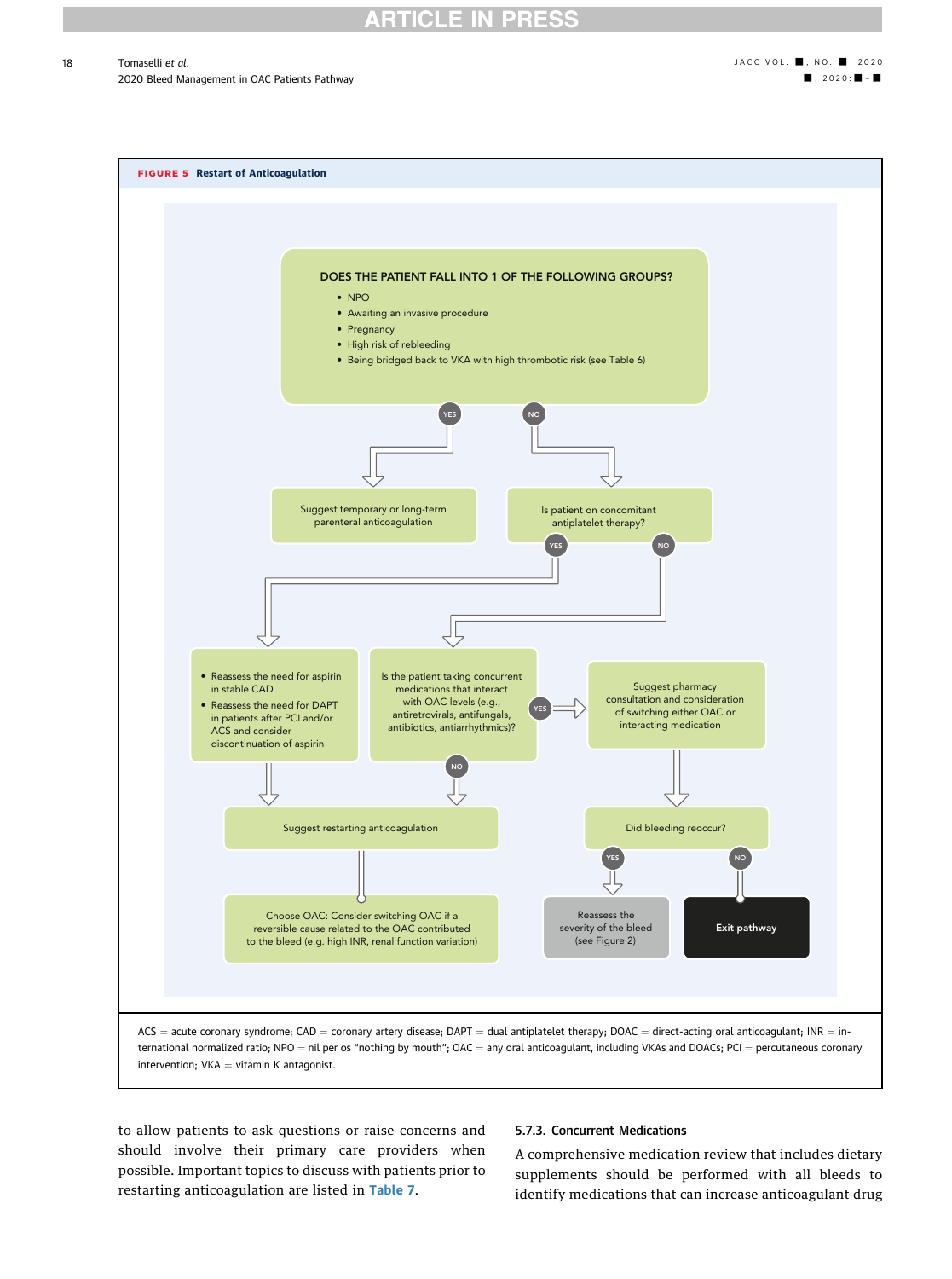**FIGURE 5** Restart of Anticoagulation

**DOES THE PATIENT FALL INTO 1 OF THE FOLLOWING GROUPS?**

- NPO
- Awaiting an invasive procedure
- Pregnancy
- High risk of rebleeding
- Being bridged back to VKA with high thrombotic risk (see Table 6)

YES → Suggest temporary or long-term parenteral anticoagulation

NO → Is patient on concomitant antiplatelet therapy?

- YES →
  - Reassess the need for aspirin in stable CAD
  - Reassess the need for DAPT in patients after PCI and/or ACS and consider discontinuation of aspirin

  → Suggest restarting anticoagulation
- NO → Is the patient taking concurrent medications that interact with OAC levels (e.g., antiretrovirals, antifungals, antibiotics, antiarrhythmics)?
  - YES → Suggest pharmacy consultation and consideration of switching either OAC or interacting medication → Did bleeding reoccur?
    - YES → Reassess the severity of the bleed (see Figure 2)
    - NO → Exit pathway
  - NO → Suggest restarting anticoagulation

Suggest restarting anticoagulation → Choose OAC: Consider switching OAC if a reversible cause related to the OAC contributed to the bleed (e.g. high INR, renal function variation)

ACS = acute coronary syndrome; CAD = coronary artery disease; DAPT = dual antiplatelet therapy; DOAC = direct-acting oral anticoagulant; INR = international normalized ratio; NPO = nil per os "nothing by mouth"; OAC = any oral anticoagulant, including VKAs and DOACs; PCI = percutaneous coronary intervention; VKA = vitamin K antagonist.

to allow patients to ask questions or raise concerns and should involve their primary care providers when possible. Important topics to discuss with patients prior to restarting anticoagulation are listed in Table 7.

#### 5.7.3. Concurrent Medications

A comprehensive medication review that includes dietary supplements should be performed with all bleeds to identify medications that can increase anticoagulant drug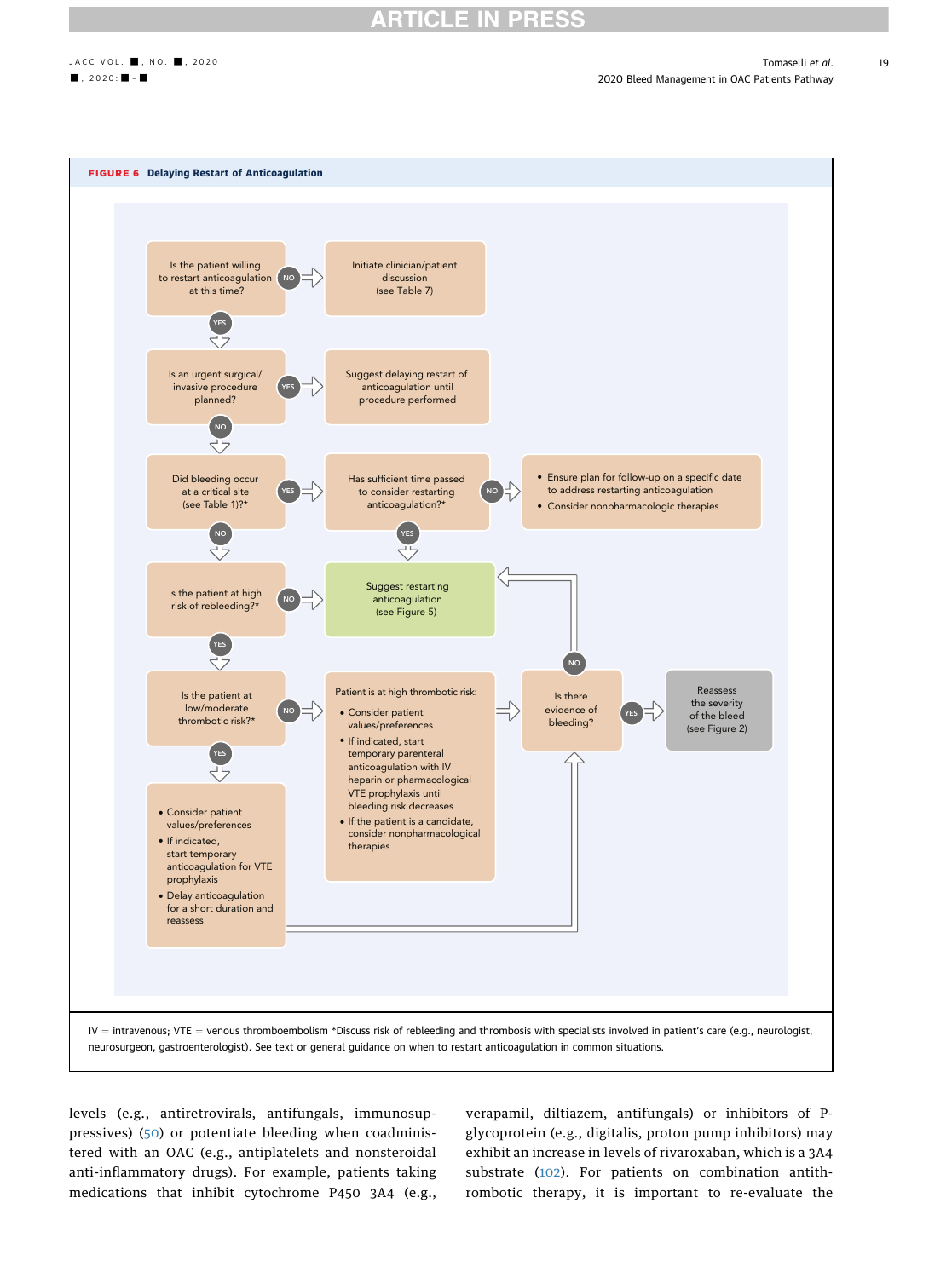**FIGURE 6** Delaying Restart of Anticoagulation

- Is the patient willing to restart anticoagulation at this time?
  - NO → Initiate clinician/patient discussion (see Table 7)
  - YES → Is an urgent surgical/invasive procedure planned?
    - YES → Suggest delaying restart of anticoagulation until procedure performed
    - NO → Did bleeding occur at a critical site (see Table 1)?*
      - YES → Has sufficient time passed to consider restarting anticoagulation?*
        - NO → • Ensure plan for follow-up on a specific date to address restarting anticoagulation • Consider nonpharmacologic therapies
        - YES → Suggest restarting anticoagulation (see Figure 5)
      - NO → Is the patient at high risk of rebleeding?*
        - NO → Suggest restarting anticoagulation (see Figure 5)
        - YES → Is the patient at low/moderate thrombotic risk?*
          - NO → Patient is at high thrombotic risk:
            - Consider patient values/preferences
            - If indicated, start temporary parenteral anticoagulation with IV heparin or pharmacological VTE prophylaxis until bleeding risk decreases
            - If the patient is a candidate, consider nonpharmacological therapies
            
            → Is there evidence of bleeding?
          - YES →
            - Consider patient values/preferences
            - If indicated, start temporary anticoagulation for VTE prophylaxis
            - Delay anticoagulation for a short duration and reassess
            
            → Is there evidence of bleeding?

- Is there evidence of bleeding?
  - YES → Reassess the severity of the bleed (see Figure 2)
  - NO → Suggest restarting anticoagulation (see Figure 5)

IV = intravenous; VTE = venous thromboembolism *Discuss risk of rebleeding and thrombosis with specialists involved in patient's care (e.g., neurologist, neurosurgeon, gastroenterologist). See text or general guidance on when to restart anticoagulation in common situations.

levels (e.g., antiretrovirals, antifungals, immunosuppressives) (50) or potentiate bleeding when coadministered with an OAC (e.g., antiplatelets and nonsteroidal anti-inflammatory drugs). For example, patients taking medications that inhibit cytochrome P450 3A4 (e.g., verapamil, diltiazem, antifungals) or inhibitors of P-glycoprotein (e.g., digitalis, proton pump inhibitors) may exhibit an increase in levels of rivaroxaban, which is a 3A4 substrate (102). For patients on combination antithrombotic therapy, it is important to re-evaluate the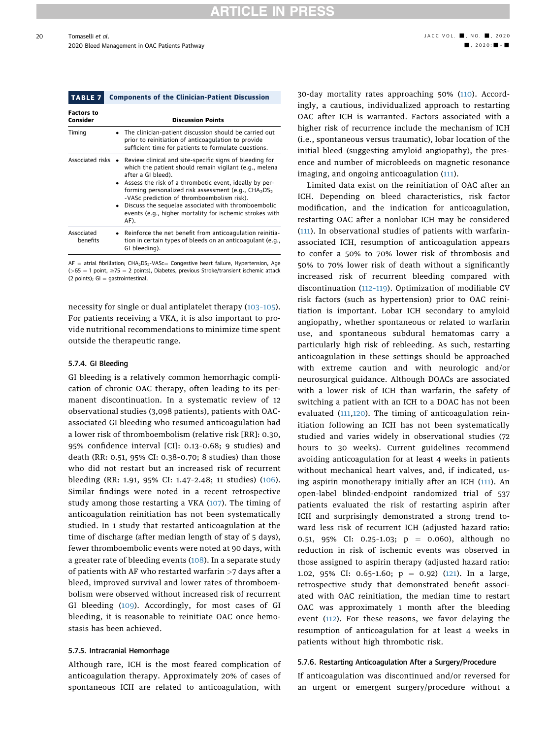**TABLE 7 Components of the Clinician-Patient Discussion**

| Factors to Consider | Discussion Points |
|---|---|
| Timing | • The clinician-patient discussion should be carried out prior to reinitiation of anticoagulation to provide sufficient time for patients to formulate questions. |
| Associated risks | • Review clinical and site-specific signs of bleeding for which the patient should remain vigilant (e.g., melena after a GI bleed). • Assess the risk of a thrombotic event, ideally by performing personalized risk assessment (e.g., $CHA_2DS_2$-VASc prediction of thromboembolism risk). • Discuss the sequelae associated with thromboembolic events (e.g., higher mortality for ischemic strokes with AF). |
| Associated benefits | • Reinforce the net benefit from anticoagulation reinitiation in certain types of bleeds on an anticoagulant (e.g., GI bleeding). |

AF = atrial fibrillation; $CHA_2DS_2$-VASc= Congestive heart failure, Hypertension, Age (>65 = 1 point, ≥75 = 2 points), Diabetes, previous Stroke/transient ischemic attack (2 points); GI = gastrointestinal.

necessity for single or dual antiplatelet therapy (103–105). For patients receiving a VKA, it is also important to provide nutritional recommendations to minimize time spent outside the therapeutic range.

#### 5.7.4. GI Bleeding

GI bleeding is a relatively common hemorrhagic complication of chronic OAC therapy, often leading to its permanent discontinuation. In a systematic review of 12 observational studies (3,098 patients), patients with OAC-associated GI bleeding who resumed anticoagulation had a lower risk of thromboembolism (relative risk [RR]: 0.30, 95% confidence interval [CI]: 0.13–0.68; 9 studies) and death (RR: 0.51, 95% CI: 0.38–0.70; 8 studies) than those who did not restart but an increased risk of recurrent bleeding (RR: 1.91, 95% CI: 1.47–2.48; 11 studies) (106). Similar findings were noted in a recent retrospective study among those restarting a VKA (107). The timing of anticoagulation reinitiation has not been systematically studied. In 1 study that restarted anticoagulation at the time of discharge (after median length of stay of 5 days), fewer thromboembolic events were noted at 90 days, with a greater rate of bleeding events (108). In a separate study of patients with AF who restarted warfarin >7 days after a bleed, improved survival and lower rates of thromboembolism were observed without increased risk of recurrent GI bleeding (109). Accordingly, for most cases of GI bleeding, it is reasonable to reinitiate OAC once hemostasis has been achieved.

#### 5.7.5. Intracranial Hemorrhage

Although rare, ICH is the most feared complication of anticoagulation therapy. Approximately 20% of cases of spontaneous ICH are related to anticoagulation, with 30-day mortality rates approaching 50% (110). Accordingly, a cautious, individualized approach to restarting OAC after ICH is warranted. Factors associated with a higher risk of recurrence include the mechanism of ICH (i.e., spontaneous versus traumatic), lobar location of the initial bleed (suggesting amyloid angiopathy), the presence and number of microbleeds on magnetic resonance imaging, and ongoing anticoagulation (111).

Limited data exist on the reinitiation of OAC after an ICH. Depending on bleed characteristics, risk factor modification, and the indication for anticoagulation, restarting OAC after a nonlobar ICH may be considered (111). In observational studies of patients with warfarin-associated ICH, resumption of anticoagulation appears to confer a 50% to 70% lower risk of thrombosis and 50% to 70% lower risk of death without a significantly increased risk of recurrent bleeding compared with discontinuation (112–119). Optimization of modifiable CV risk factors (such as hypertension) prior to OAC reinitiation is important. Lobar ICH secondary to amyloid angiopathy, whether spontaneous or related to warfarin use, and spontaneous subdural hematomas carry a particularly high risk of rebleeding. As such, restarting anticoagulation in these settings should be approached with extreme caution and with neurologic and/or neurosurgical guidance. Although DOACs are associated with a lower risk of ICH than warfarin, the safety of switching a patient with an ICH to a DOAC has not been evaluated (111,120). The timing of anticoagulation reinitiation following an ICH has not been systematically studied and varies widely in observational studies (72 hours to 30 weeks). Current guidelines recommend avoiding anticoagulation for at least 4 weeks in patients without mechanical heart valves, and, if indicated, using aspirin monotherapy initially after an ICH (111). An open-label blinded-endpoint randomized trial of 537 patients evaluated the risk of restarting aspirin after ICH and surprisingly demonstrated a strong trend toward less risk of recurrent ICH (adjusted hazard ratio: 0.51, 95% CI: 0.25–1.03; p = 0.060), although no reduction in risk of ischemic events was observed in those assigned to aspirin therapy (adjusted hazard ratio: 1.02, 95% CI: 0.65–1.60; p = 0.92) (121). In a large, retrospective study that demonstrated benefit associated with OAC reinitiation, the median time to restart OAC was approximately 1 month after the bleeding event (112). For these reasons, we favor delaying the resumption of anticoagulation for at least 4 weeks in patients without high thrombotic risk.

#### 5.7.6. Restarting Anticoagulation After a Surgery/Procedure

If anticoagulation was discontinued and/or reversed for an urgent or emergent surgery/procedure without a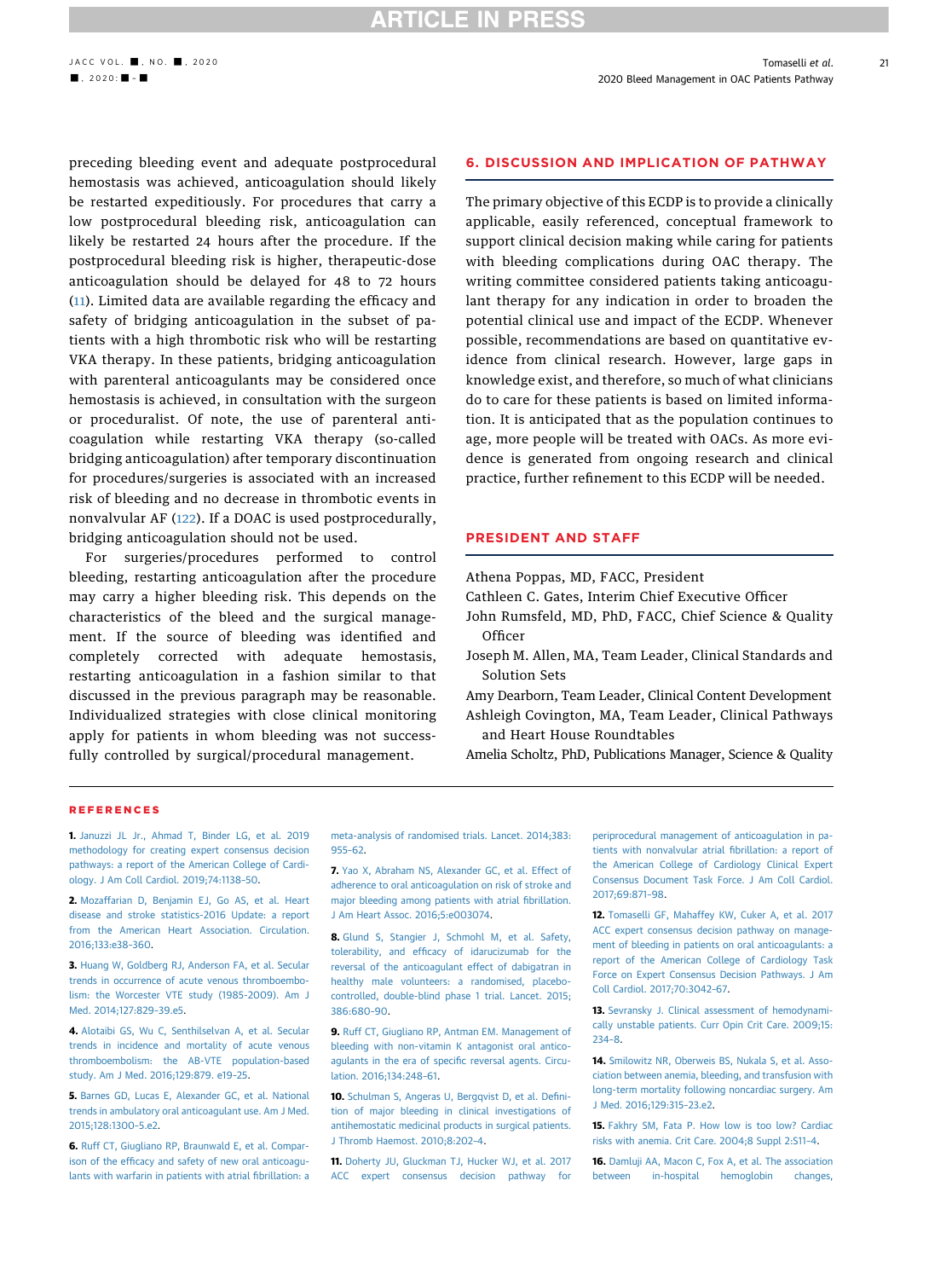preceding bleeding event and adequate postprocedural hemostasis was achieved, anticoagulation should likely be restarted expeditiously. For procedures that carry a low postprocedural bleeding risk, anticoagulation can likely be restarted 24 hours after the procedure. If the postprocedural bleeding risk is higher, therapeutic-dose anticoagulation should be delayed for 48 to 72 hours (11). Limited data are available regarding the efficacy and safety of bridging anticoagulation in the subset of patients with a high thrombotic risk who will be restarting VKA therapy. In these patients, bridging anticoagulation with parenteral anticoagulants may be considered once hemostasis is achieved, in consultation with the surgeon or proceduralist. Of note, the use of parenteral anticoagulation while restarting VKA therapy (so-called bridging anticoagulation) after temporary discontinuation for procedures/surgeries is associated with an increased risk of bleeding and no decrease in thrombotic events in nonvalvular AF (122). If a DOAC is used postprocedurally, bridging anticoagulation should not be used.

For surgeries/procedures performed to control bleeding, restarting anticoagulation after the procedure may carry a higher bleeding risk. This depends on the characteristics of the bleed and the surgical management. If the source of bleeding was identified and completely corrected with adequate hemostasis, restarting anticoagulation in a fashion similar to that discussed in the previous paragraph may be reasonable. Individualized strategies with close clinical monitoring apply for patients in whom bleeding was not successfully controlled by surgical/procedural management.

## 6. DISCUSSION AND IMPLICATION OF PATHWAY

The primary objective of this ECDP is to provide a clinically applicable, easily referenced, conceptual framework to support clinical decision making while caring for patients with bleeding complications during OAC therapy. The writing committee considered patients taking anticoagulant therapy for any indication in order to broaden the potential clinical use and impact of the ECDP. Whenever possible, recommendations are based on quantitative evidence from clinical research. However, large gaps in knowledge exist, and therefore, so much of what clinicians do to care for these patients is based on limited information. It is anticipated that as the population continues to age, more people will be treated with OACs. As more evidence is generated from ongoing research and clinical practice, further refinement to this ECDP will be needed.

## PRESIDENT AND STAFF

Athena Poppas, MD, FACC, President
Cathleen C. Gates, Interim Chief Executive Officer
John Rumsfeld, MD, PhD, FACC, Chief Science & Quality Officer
Joseph M. Allen, MA, Team Leader, Clinical Standards and Solution Sets
Amy Dearborn, Team Leader, Clinical Content Development
Ashleigh Covington, MA, Team Leader, Clinical Pathways and Heart House Roundtables
Amelia Scholtz, PhD, Publications Manager, Science & Quality

## REFERENCES

1. Januzzi JL Jr., Ahmad T, Binder LG, et al. 2019 methodology for creating expert consensus decision pathways: a report of the American College of Cardiology. J Am Coll Cardiol. 2019;74:1138–50.

2. Mozaffarian D, Benjamin EJ, Go AS, et al. Heart disease and stroke statistics-2016 Update: a report from the American Heart Association. Circulation. 2016;133:e38–360.

3. Huang W, Goldberg RJ, Anderson FA, et al. Secular trends in occurrence of acute venous thromboembolism: the Worcester VTE study (1985-2009). Am J Med. 2014;127:829–39.e5.

4. Alotaibi GS, Wu C, Senthilselvan A, et al. Secular trends in incidence and mortality of acute venous thromboembolism: the AB-VTE population-based study. Am J Med. 2016;129:879. e19–25.

5. Barnes GD, Lucas E, Alexander GC, et al. National trends in ambulatory oral anticoagulant use. Am J Med. 2015;128:1300–5.e2.

6. Ruff CT, Giugliano RP, Braunwald E, et al. Comparison of the efficacy and safety of new oral anticoagulants with warfarin in patients with atrial fibrillation: a meta-analysis of randomised trials. Lancet. 2014;383:955–62.

7. Yao X, Abraham NS, Alexander GC, et al. Effect of adherence to oral anticoagulation on risk of stroke and major bleeding among patients with atrial fibrillation. J Am Heart Assoc. 2016;5:e003074.

8. Glund S, Stangier J, Schmohl M, et al. Safety, tolerability, and efficacy of idarucizumab for the reversal of the anticoagulant effect of dabigatran in healthy male volunteers: a randomised, placebo-controlled, double-blind phase 1 trial. Lancet. 2015;386:680–90.

9. Ruff CT, Giugliano RP, Antman EM. Management of bleeding with non-vitamin K antagonist oral anticoagulants in the era of specific reversal agents. Circulation. 2016;134:248–61.

10. Schulman S, Angeras U, Bergqvist D, et al. Definition of major bleeding in clinical investigations of antihemostatic medicinal products in surgical patients. J Thromb Haemost. 2010;8:202–4.

11. Doherty JU, Gluckman TJ, Hucker WJ, et al. 2017 ACC expert consensus decision pathway for periprocedural management of anticoagulation in patients with nonvalvular atrial fibrillation: a report of the American College of Cardiology Clinical Expert Consensus Document Task Force. J Am Coll Cardiol. 2017;69:871–98.

12. Tomaselli GF, Mahaffey KW, Cuker A, et al. 2017 ACC expert consensus decision pathway on management of bleeding in patients on oral anticoagulants: a report of the American College of Cardiology Task Force on Expert Consensus Decision Pathways. J Am Coll Cardiol. 2017;70:3042–67.

13. Sevransky J. Clinical assessment of hemodynamically unstable patients. Curr Opin Crit Care. 2009;15:234–8.

14. Smilowitz NR, Oberweis BS, Nukala S, et al. Association between anemia, bleeding, and transfusion with long-term mortality following noncardiac surgery. Am J Med. 2016;129:315–23.e2.

15. Fakhry SM, Fata P. How low is too low? Cardiac risks with anemia. Crit Care. 2004;8 Suppl 2:S11–4.

16. Damluji AA, Macon C, Fox A, et al. The association between in-hospital hemoglobin changes,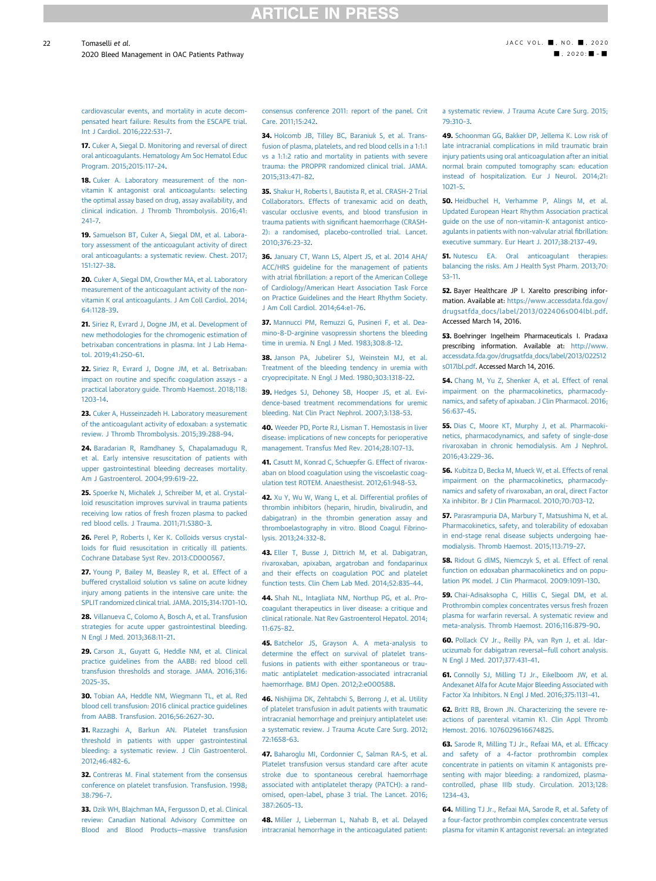cardiovascular events, and mortality in acute decompensated heart failure: Results from the ESCAPE trial. Int J Cardiol. 2016;222:531–7.

**17.** Cuker A, Siegal D. Monitoring and reversal of direct oral anticoagulants. Hematology Am Soc Hematol Educ Program. 2015;2015:117–24.

**18.** Cuker A. Laboratory measurement of the non-vitamin K antagonist oral anticoagulants: selecting the optimal assay based on drug, assay availability, and clinical indication. J Thromb Thrombolysis. 2016;41:241–7.

**19.** Samuelson BT, Cuker A, Siegal DM, et al. Laboratory assessment of the anticoagulant activity of direct oral anticoagulants: a systematic review. Chest. 2017;151:127–38.

**20.** Cuker A, Siegal DM, Crowther MA, et al. Laboratory measurement of the anticoagulant activity of the non-vitamin K oral anticoagulants. J Am Coll Cardiol. 2014;64:1128–39.

**21.** Siriez R, Evrard J, Dogne JM, et al. Development of new methodologies for the chromogenic estimation of betrixaban concentrations in plasma. Int J Lab Hematol. 2019;41:250–61.

**22.** Siriez R, Evrard J, Dogne JM, et al. Betrixaban: impact on routine and specific coagulation assays - a practical laboratory guide. Thromb Haemost. 2018;118:1203–14.

**23.** Cuker A, Husseinzadeh H. Laboratory measurement of the anticoagulant activity of edoxaban: a systematic review. J Thromb Thrombolysis. 2015;39:288–94.

**24.** Baradarian R, Ramdhaney S, Chapalamadugu R, et al. Early intensive resuscitation of patients with upper gastrointestinal bleeding decreases mortality. Am J Gastroenterol. 2004;99:619–22.

**25.** Spoerke N, Michalek J, Schreiber M, et al. Crystalloid resuscitation improves survival in trauma patients receiving low ratios of fresh frozen plasma to packed red blood cells. J Trauma. 2011;71:S380–3.

**26.** Perel P, Roberts I, Ker K. Colloids versus crystalloids for fluid resuscitation in critically ill patients. Cochrane Database Syst Rev. 2013:CD000567.

**27.** Young P, Bailey M, Beasley R, et al. Effect of a buffered crystalloid solution vs saline on acute kidney injury among patients in the intensive care unit: the SPLIT randomized clinical trial. JAMA. 2015;314:1701–10.

**28.** Villanueva C, Colomo A, Bosch A, et al. Transfusion strategies for acute upper gastrointestinal bleeding. N Engl J Med. 2013;368:11–21.

**29.** Carson JL, Guyatt G, Heddle NM, et al. Clinical practice guidelines from the AABB: red blood cell transfusion thresholds and storage. JAMA. 2016;316:2025–35.

**30.** Tobian AA, Heddle NM, Wiegmann TL, et al. Red blood cell transfusion: 2016 clinical practice guidelines from AABB. Transfusion. 2016;56:2627–30.

**31.** Razzaghi A, Barkun AN. Platelet transfusion threshold in patients with upper gastrointestinal bleeding: a systematic review. J Clin Gastroenterol. 2012;46:482–6.

**32.** Contreras M. Final statement from the consensus conference on platelet transfusion. Transfusion. 1998;38:796–7.

**33.** Dzik WH, Blajchman MA, Fergusson D, et al. Clinical review: Canadian National Advisory Committee on Blood and Blood Products—massive transfusion consensus conference 2011: report of the panel. Crit Care. 2011;15:242.

**34.** Holcomb JB, Tilley BC, Baraniuk S, et al. Transfusion of plasma, platelets, and red blood cells in a 1:1:1 vs a 1:1:2 ratio and mortality in patients with severe trauma: the PROPPR randomized clinical trial. JAMA. 2015;313:471–82.

**35.** Shakur H, Roberts I, Bautista R, et al. CRASH-2 Trial Collaborators. Effects of tranexamic acid on death, vascular occlusive events, and blood transfusion in trauma patients with significant haemorrhage (CRASH-2): a randomised, placebo-controlled trial. Lancet. 2010;376:23–32.

**36.** January CT, Wann LS, Alpert JS, et al. 2014 AHA/ACC/HRS guideline for the management of patients with atrial fibrillation: a report of the American College of Cardiology/American Heart Association Task Force on Practice Guidelines and the Heart Rhythm Society. J Am Coll Cardiol. 2014;64:e1–76.

**37.** Mannucci PM, Remuzzi G, Pusineri F, et al. Deamino-8-D-arginine vasopressin shortens the bleeding time in uremia. N Engl J Med. 1983;308:8–12.

**38.** Janson PA, Jubelirer SJ, Weinstein MJ, et al. Treatment of the bleeding tendency in uremia with cryoprecipitate. N Engl J Med. 1980;303:1318–22.

**39.** Hedges SJ, Dehoney SB, Hooper JS, et al. Evidence-based treatment recommendations for uremic bleeding. Nat Clin Pract Nephrol. 2007;3:138–53.

**40.** Weeder PD, Porte RJ, Lisman T. Hemostasis in liver disease: implications of new concepts for perioperative management. Transfus Med Rev. 2014;28:107–13.

**41.** Casutt M, Konrad C, Schuepfer G. Effect of rivaroxaban on blood coagulation using the viscoelastic coagulation test ROTEM. Anaesthesist. 2012;61:948–53.

**42.** Xu Y, Wu W, Wang L, et al. Differential profiles of thrombin inhibitors (heparin, hirudin, bivalirudin, and dabigatran) in the thrombin generation assay and thromboelastography in vitro. Blood Coagul Fibrinolysis. 2013;24:332–8.

**43.** Eller T, Busse J, Dittrich M, et al. Dabigatran, rivaroxaban, apixaban, argatroban and fondaparinux and their effects on coagulation POC and platelet function tests. Clin Chem Lab Med. 2014;52:835–44.

**44.** Shah NL, Intagliata NM, Northup PG, et al. Procoagulant therapeutics in liver disease: a critique and clinical rationale. Nat Rev Gastroenterol Hepatol. 2014;11:675–82.

**45.** Batchelor JS, Grayson A. A meta-analysis to determine the effect on survival of platelet transfusions in patients with either spontaneous or traumatic antiplatelet medication-associated intracranial haemorrhage. BMJ Open. 2012;2:e000588.

**46.** Nishijima DK, Zehtabchi S, Berrong J, et al. Utility of platelet transfusion in adult patients with traumatic intracranial hemorrhage and preinjury antiplatelet use: a systematic review. J Trauma Acute Care Surg. 2012;72:1658–63.

**47.** Baharoglu MI, Cordonnier C, Salman RA-S, et al. Platelet transfusion versus standard care after acute stroke due to spontaneous cerebral haemorrhage associated with antiplatelet therapy (PATCH): a randomised, open-label, phase 3 trial. The Lancet. 2016;387:2605–13.

**48.** Miller J, Lieberman L, Nahab B, et al. Delayed intracranial hemorrhage in the anticoagulated patient: a systematic review. J Trauma Acute Care Surg. 2015;79:310–3.

**49.** Schoonman GG, Bakker DP, Jellema K. Low risk of late intracranial complications in mild traumatic brain injury patients using oral anticoagulation after an initial normal brain computed tomography scan: education instead of hospitalization. Eur J Neurol. 2014;21:1021–5.

**50.** Heidbuchel H, Verhamme P, Alings M, et al. Updated European Heart Rhythm Association practical guide on the use of non-vitamin-K antagonist anticoagulants in patients with non-valvular atrial fibrillation: executive summary. Eur Heart J. 2017;38:2137–49.

**51.** Nutescu EA. Oral anticoagulant therapies: balancing the risks. Am J Health Syst Pharm. 2013;70:S3–11.

**52.** Bayer Healthcare JP I. Xarelto prescribing information. Available at: https://www.accessdata.fda.gov/drugsatfda_docs/label/2013/022406s004lbl.pdf. Accessed March 14, 2016.

**53.** Boehringer Ingelheim Pharmaceuticals I. Pradaxa prescribing information. Available at: http://www.accessdata.fda.gov/drugsatfda_docs/label/2013/022512s017lbl.pdf. Accessed March 14, 2016.

**54.** Chang M, Yu Z, Shenker A, et al. Effect of renal impairment on the pharmacokinetics, pharmacodynamics, and safety of apixaban. J Clin Pharmacol. 2016;56:637–45.

**55.** Dias C, Moore KT, Murphy J, et al. Pharmacokinetics, pharmacodynamics, and safety of single-dose rivaroxaban in chronic hemodialysis. Am J Nephrol. 2016;43:229–36.

**56.** Kubitza D, Becka M, Mueck W, et al. Effects of renal impairment on the pharmacokinetics, pharmacodynamics and safety of rivaroxaban, an oral, direct Factor Xa inhibitor. Br J Clin Pharmacol. 2010;70:703–12.

**57.** Parasrampuria DA, Marbury T, Matsushima N, et al. Pharmacokinetics, safety, and tolerability of edoxaban in end-stage renal disease subjects undergoing haemodialysis. Thromb Haemost. 2015;113:719–27.

**58.** Ridout G dlMS, Niemczyk S, et al. Effect of renal function on edoxaban pharmacokinetics and on population PK model. J Clin Pharmacol. 2009:1091–130.

**59.** Chai-Adisaksopha C, Hillis C, Siegal DM, et al. Prothrombin complex concentrates versus fresh frozen plasma for warfarin reversal. A systematic review and meta-analysis. Thromb Haemost. 2016;116:879–90.

**60.** Pollack CV Jr., Reilly PA, van Ryn J, et al. Idarucizumab for dabigatran reversal—full cohort analysis. N Engl J Med. 2017;377:431–41.

**61.** Connolly SJ, Milling TJ Jr., Eikelboom JW, et al. Andexanet Alfa for Acute Major Bleeding Associated with Factor Xa Inhibitors. N Engl J Med. 2016;375:1131–41.

**62.** Britt RB, Brown JN. Characterizing the severe reactions of parenteral vitamin K1. Clin Appl Thromb Hemost. 2016. 1076029616674825.

**63.** Sarode R, Milling TJ Jr., Refaai MA, et al. Efficacy and safety of a 4-factor prothrombin complex concentrate in patients on vitamin K antagonists presenting with major bleeding: a randomized, plasma-controlled, phase IIIb study. Circulation. 2013;128:1234–43.

**64.** Milling TJ Jr., Refaai MA, Sarode R, et al. Safety of a four-factor prothrombin complex concentrate versus plasma for vitamin K antagonist reversal: an integrated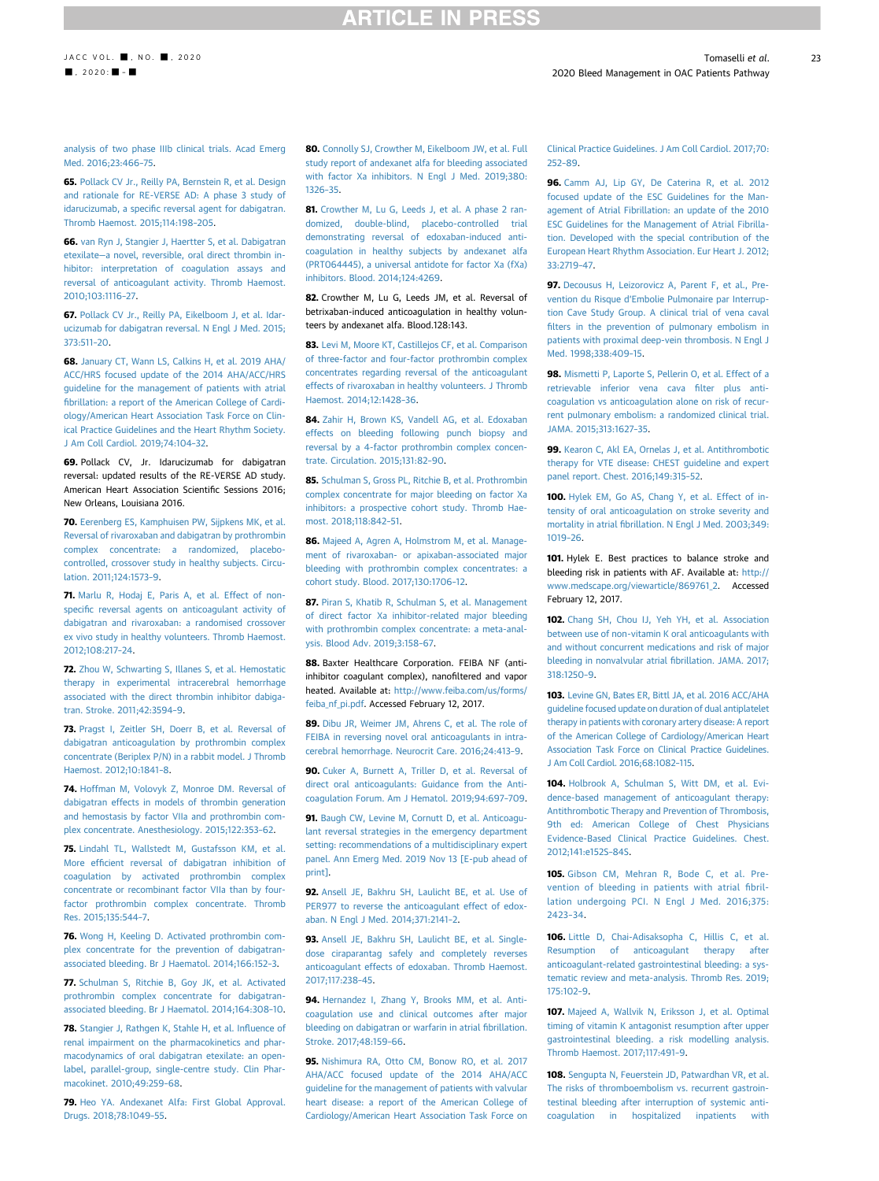analysis of two phase IIIb clinical trials. Acad Emerg Med. 2016;23:466–75.

**65.** Pollack CV Jr., Reilly PA, Bernstein R, et al. Design and rationale for RE-VERSE AD: A phase 3 study of idarucizumab, a specific reversal agent for dabigatran. Thromb Haemost. 2015;114:198–205.

**66.** van Ryn J, Stangier J, Haertter S, et al. Dabigatran etexilate—a novel, reversible, oral direct thrombin inhibitor: interpretation of coagulation assays and reversal of anticoagulant activity. Thromb Haemost. 2010;103:1116–27.

**67.** Pollack CV Jr., Reilly PA, Eikelboom J, et al. Idarucizumab for dabigatran reversal. N Engl J Med. 2015; 373:511–20.

**68.** January CT, Wann LS, Calkins H, et al. 2019 AHA/ACC/HRS focused update of the 2014 AHA/ACC/HRS guideline for the management of patients with atrial fibrillation: a report of the American College of Cardiology/American Heart Association Task Force on Clinical Practice Guidelines and the Heart Rhythm Society. J Am Coll Cardiol. 2019;74:104–32.

**69.** Pollack CV, Jr. Idarucizumab for dabigatran reversal: updated results of the RE-VERSE AD study. American Heart Association Scientific Sessions 2016; New Orleans, Louisiana 2016.

**70.** Eerenberg ES, Kamphuisen PW, Sijpkens MK, et al. Reversal of rivaroxaban and dabigatran by prothrombin complex concentrate: a randomized, placebo-controlled, crossover study in healthy subjects. Circulation. 2011;124:1573–9.

**71.** Marlu R, Hodaj E, Paris A, et al. Effect of non-specific reversal agents on anticoagulant activity of dabigatran and rivaroxaban: a randomised crossover ex vivo study in healthy volunteers. Thromb Haemost. 2012;108:217–24.

**72.** Zhou W, Schwarting S, Illanes S, et al. Hemostatic therapy in experimental intracerebral hemorrhage associated with the direct thrombin inhibitor dabigatran. Stroke. 2011;42:3594–9.

**73.** Pragst I, Zeitler SH, Doerr B, et al. Reversal of dabigatran anticoagulation by prothrombin complex concentrate (Beriplex P/N) in a rabbit model. J Thromb Haemost. 2012;10:1841–8.

**74.** Hoffman M, Volovyk Z, Monroe DM. Reversal of dabigatran effects in models of thrombin generation and hemostasis by factor VIIa and prothrombin complex concentrate. Anesthesiology. 2015;122:353–62.

**75.** Lindahl TL, Wallstedt M, Gustafsson KM, et al. More efficient reversal of dabigatran inhibition of coagulation by activated prothrombin complex concentrate or recombinant factor VIIa than by four-factor prothrombin complex concentrate. Thromb Res. 2015;135:544–7.

**76.** Wong H, Keeling D. Activated prothrombin complex concentrate for the prevention of dabigatran-associated bleeding. Br J Haematol. 2014;166:152–3.

**77.** Schulman S, Ritchie B, Goy JK, et al. Activated prothrombin complex concentrate for dabigatran-associated bleeding. Br J Haematol. 2014;164:308–10.

**78.** Stangier J, Rathgen K, Stahle H, et al. Influence of renal impairment on the pharmacokinetics and pharmacodynamics of oral dabigatran etexilate: an open-label, parallel-group, single-centre study. Clin Pharmacokinet. 2010;49:259–68.

**79.** Heo YA. Andexanet Alfa: First Global Approval. Drugs. 2018;78:1049–55.

**80.** Connolly SJ, Crowther M, Eikelboom JW, et al. Full study report of andexanet alfa for bleeding associated with factor Xa inhibitors. N Engl J Med. 2019;380: 1326–35.

**81.** Crowther M, Lu G, Leeds J, et al. A phase 2 randomized, double-blind, placebo-controlled trial demonstrating reversal of edoxaban-induced anticoagulation in healthy subjects by andexanet alfa (PRT064445), a universal antidote for factor Xa (fXa) inhibitors. Blood. 2014;124:4269.

**82.** Crowther M, Lu G, Leeds JM, et al. Reversal of betrixaban-induced anticoagulation in healthy volunteers by andexanet alfa. Blood.128:143.

**83.** Levi M, Moore KT, Castillejos CF, et al. Comparison of three-factor and four-factor prothrombin complex concentrates regarding reversal of the anticoagulant effects of rivaroxaban in healthy volunteers. J Thromb Haemost. 2014;12:1428–36.

**84.** Zahir H, Brown KS, Vandell AG, et al. Edoxaban effects on bleeding following punch biopsy and reversal by a 4-factor prothrombin complex concentrate. Circulation. 2015;131:82–90.

**85.** Schulman S, Gross PL, Ritchie B, et al. Prothrombin complex concentrate for major bleeding on factor Xa inhibitors: a prospective cohort study. Thromb Haemost. 2018;118:842–51.

**86.** Majeed A, Agren A, Holmstrom M, et al. Management of rivaroxaban- or apixaban-associated major bleeding with prothrombin complex concentrates: a cohort study. Blood. 2017;130:1706–12.

**87.** Piran S, Khatib R, Schulman S, et al. Management of direct factor Xa inhibitor-related major bleeding with prothrombin complex concentrate: a meta-analysis. Blood Adv. 2019;3:158–67.

**88.** Baxter Healthcare Corporation. FEIBA NF (anti-inhibitor coagulant complex), nanofiltered and vapor heated. Available at: http://www.feiba.com/us/forms/feiba_nf_pi.pdf. Accessed February 12, 2017.

**89.** Dibu JR, Weimer JM, Ahrens C, et al. The role of FEIBA in reversing novel oral anticoagulants in intracerebral hemorrhage. Neurocrit Care. 2016;24:413–9.

**90.** Cuker A, Burnett A, Triller D, et al. Reversal of direct oral anticoagulants: Guidance from the Anticoagulation Forum. Am J Hematol. 2019;94:697–709.

**91.** Baugh CW, Levine M, Cornutt D, et al. Anticoagulant reversal strategies in the emergency department setting: recommendations of a multidisciplinary expert panel. Ann Emerg Med. 2019 Nov 13 [E-pub ahead of print].

**92.** Ansell JE, Bakhru SH, Laulicht BE, et al. Use of PER977 to reverse the anticoagulant effect of edoxaban. N Engl J Med. 2014;371:2141–2.

**93.** Ansell JE, Bakhru SH, Laulicht BE, et al. Single-dose ciraparantag safely and completely reverses anticoagulant effects of edoxaban. Thromb Haemost. 2017;117:238–45.

**94.** Hernandez I, Zhang Y, Brooks MM, et al. Anticoagulation use and clinical outcomes after major bleeding on dabigatran or warfarin in atrial fibrillation. Stroke. 2017;48:159–66.

**95.** Nishimura RA, Otto CM, Bonow RO, et al. 2017 AHA/ACC focused update of the 2014 AHA/ACC guideline for the management of patients with valvular heart disease: a report of the American College of Cardiology/American Heart Association Task Force on Clinical Practice Guidelines. J Am Coll Cardiol. 2017;70: 252–89.

**96.** Camm AJ, Lip GY, De Caterina R, et al. 2012 focused update of the ESC Guidelines for the Management of Atrial Fibrillation: an update of the 2010 ESC Guidelines for the Management of Atrial Fibrillation. Developed with the special contribution of the European Heart Rhythm Association. Eur Heart J. 2012; 33:2719–47.

**97.** Decousus H, Leizorovicz A, Parent F, et al., Prevention du Risque d'Embolie Pulmonaire par Interruption Cave Study Group. A clinical trial of vena caval filters in the prevention of pulmonary embolism in patients with proximal deep-vein thrombosis. N Engl J Med. 1998;338:409–15.

**98.** Mismetti P, Laporte S, Pellerin O, et al. Effect of a retrievable inferior vena cava filter plus anticoagulation vs anticoagulation alone on risk of recurrent pulmonary embolism: a randomized clinical trial. JAMA. 2015;313:1627–35.

**99.** Kearon C, Akl EA, Ornelas J, et al. Antithrombotic therapy for VTE disease: CHEST guideline and expert panel report. Chest. 2016;149:315–52.

**100.** Hylek EM, Go AS, Chang Y, et al. Effect of intensity of oral anticoagulation on stroke severity and mortality in atrial fibrillation. N Engl J Med. 2003;349: 1019–26.

**101.** Hylek E. Best practices to balance stroke and bleeding risk in patients with AF. Available at: http://www.medscape.org/viewarticle/869761_2. Accessed February 12, 2017.

**102.** Chang SH, Chou IJ, Yeh YH, et al. Association between use of non-vitamin K oral anticoagulants with and without concurrent medications and risk of major bleeding in nonvalvular atrial fibrillation. JAMA. 2017; 318:1250–9.

**103.** Levine GN, Bates ER, Bittl JA, et al. 2016 ACC/AHA guideline focused update on duration of dual antiplatelet therapy in patients with coronary artery disease: A report of the American College of Cardiology/American Heart Association Task Force on Clinical Practice Guidelines. J Am Coll Cardiol. 2016;68:1082–115.

**104.** Holbrook A, Schulman S, Witt DM, et al. Evidence-based management of anticoagulant therapy: Antithrombotic Therapy and Prevention of Thrombosis, 9th ed: American College of Chest Physicians Evidence-Based Clinical Practice Guidelines. Chest. 2012;141:e152S–84S.

**105.** Gibson CM, Mehran R, Bode C, et al. Prevention of bleeding in patients with atrial fibrillation undergoing PCI. N Engl J Med. 2016;375: 2423–34.

**106.** Little D, Chai-Adisaksopha C, Hillis C, et al. Resumption of anticoagulant therapy after anticoagulant-related gastrointestinal bleeding: a systematic review and meta-analysis. Thromb Res. 2019; 175:102–9.

**107.** Majeed A, Wallvik N, Eriksson J, et al. Optimal timing of vitamin K antagonist resumption after upper gastrointestinal bleeding. a risk modelling analysis. Thromb Haemost. 2017;117:491–9.

**108.** Sengupta N, Feuerstein JD, Patwardhan VR, et al. The risks of thromboembolism vs. recurrent gastrointestinal bleeding after interruption of systemic anticoagulation in hospitalized inpatients with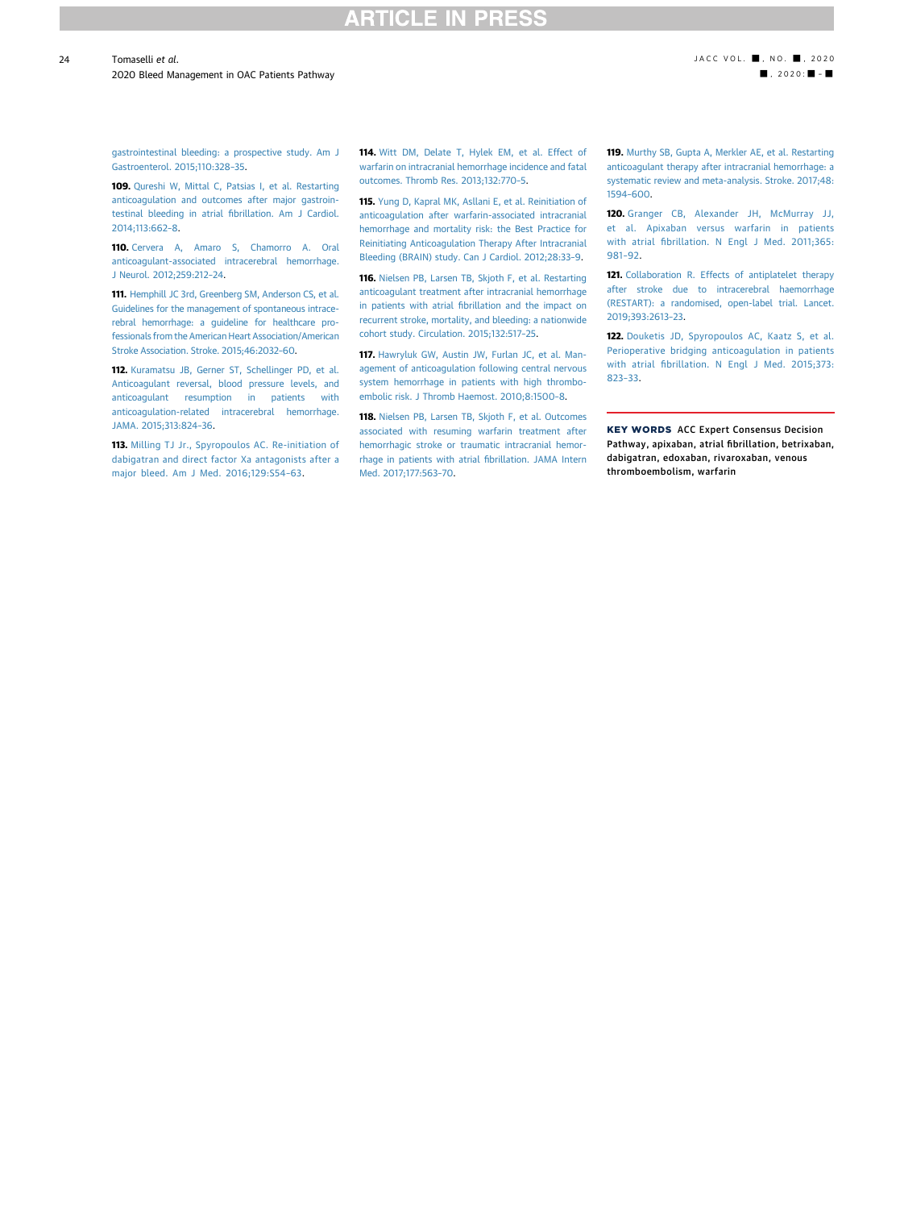gastrointestinal bleeding: a prospective study. Am J Gastroenterol. 2015;110:328–35.

**109.** Qureshi W, Mittal C, Patsias I, et al. Restarting anticoagulation and outcomes after major gastrointestinal bleeding in atrial fibrillation. Am J Cardiol. 2014;113:662–8.

**110.** Cervera A, Amaro S, Chamorro A. Oral anticoagulant-associated intracerebral hemorrhage. J Neurol. 2012;259:212–24.

**111.** Hemphill JC 3rd, Greenberg SM, Anderson CS, et al. Guidelines for the management of spontaneous intracerebral hemorrhage: a guideline for healthcare professionals from the American Heart Association/American Stroke Association. Stroke. 2015;46:2032–60.

**112.** Kuramatsu JB, Gerner ST, Schellinger PD, et al. Anticoagulant reversal, blood pressure levels, and anticoagulant resumption in patients with anticoagulation-related intracerebral hemorrhage. JAMA. 2015;313:824–36.

**113.** Milling TJ Jr., Spyropoulos AC. Re-initiation of dabigatran and direct factor Xa antagonists after a major bleed. Am J Med. 2016;129:S54–63.

**114.** Witt DM, Delate T, Hylek EM, et al. Effect of warfarin on intracranial hemorrhage incidence and fatal outcomes. Thromb Res. 2013;132:770–5.

**115.** Yung D, Kapral MK, Asllani E, et al. Reinitiation of anticoagulation after warfarin-associated intracranial hemorrhage and mortality risk: the Best Practice for Reinitiating Anticoagulation Therapy After Intracranial Bleeding (BRAIN) study. Can J Cardiol. 2012;28:33–9.

**116.** Nielsen PB, Larsen TB, Skjoth F, et al. Restarting anticoagulant treatment after intracranial hemorrhage in patients with atrial fibrillation and the impact on recurrent stroke, mortality, and bleeding: a nationwide cohort study. Circulation. 2015;132:517–25.

**117.** Hawryluk GW, Austin JW, Furlan JC, et al. Management of anticoagulation following central nervous system hemorrhage in patients with high thromboembolic risk. J Thromb Haemost. 2010;8:1500–8.

**118.** Nielsen PB, Larsen TB, Skjoth F, et al. Outcomes associated with resuming warfarin treatment after hemorrhagic stroke or traumatic intracranial hemorrhage in patients with atrial fibrillation. JAMA Intern Med. 2017;177:563–70.

**119.** Murthy SB, Gupta A, Merkler AE, et al. Restarting anticoagulant therapy after intracranial hemorrhage: a systematic review and meta-analysis. Stroke. 2017;48:1594–600.

**120.** Granger CB, Alexander JH, McMurray JJ, et al. Apixaban versus warfarin in patients with atrial fibrillation. N Engl J Med. 2011;365:981–92.

**121.** Collaboration R. Effects of antiplatelet therapy after stroke due to intracerebral haemorrhage (RESTART): a randomised, open-label trial. Lancet. 2019;393:2613–23.

**122.** Douketis JD, Spyropoulos AC, Kaatz S, et al. Perioperative bridging anticoagulation in patients with atrial fibrillation. N Engl J Med. 2015;373:823–33.

**KEY WORDS** ACC Expert Consensus Decision Pathway, apixaban, atrial fibrillation, betrixaban, dabigatran, edoxaban, rivaroxaban, venous thromboembolism, warfarin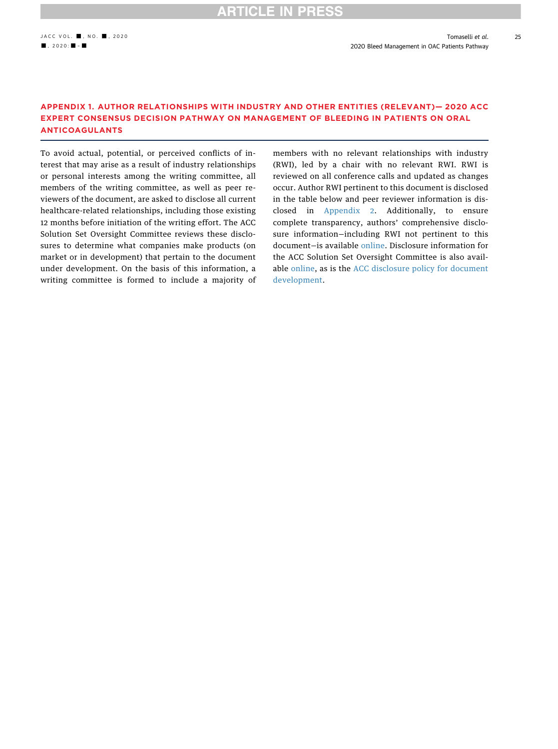## APPENDIX 1. AUTHOR RELATIONSHIPS WITH INDUSTRY AND OTHER ENTITIES (RELEVANT)— 2020 ACC EXPERT CONSENSUS DECISION PATHWAY ON MANAGEMENT OF BLEEDING IN PATIENTS ON ORAL ANTICOAGULANTS

To avoid actual, potential, or perceived conflicts of interest that may arise as a result of industry relationships or personal interests among the writing committee, all members of the writing committee, as well as peer reviewers of the document, are asked to disclose all current healthcare-related relationships, including those existing 12 months before initiation of the writing effort. The ACC Solution Set Oversight Committee reviews these disclosures to determine what companies make products (on market or in development) that pertain to the document under development. On the basis of this information, a writing committee is formed to include a majority of members with no relevant relationships with industry (RWI), led by a chair with no relevant RWI. RWI is reviewed on all conference calls and updated as changes occur. Author RWI pertinent to this document is disclosed in the table below and peer reviewer information is disclosed in Appendix 2. Additionally, to ensure complete transparency, authors' comprehensive disclosure information—including RWI not pertinent to this document—is available online. Disclosure information for the ACC Solution Set Oversight Committee is also available online, as is the ACC disclosure policy for document development.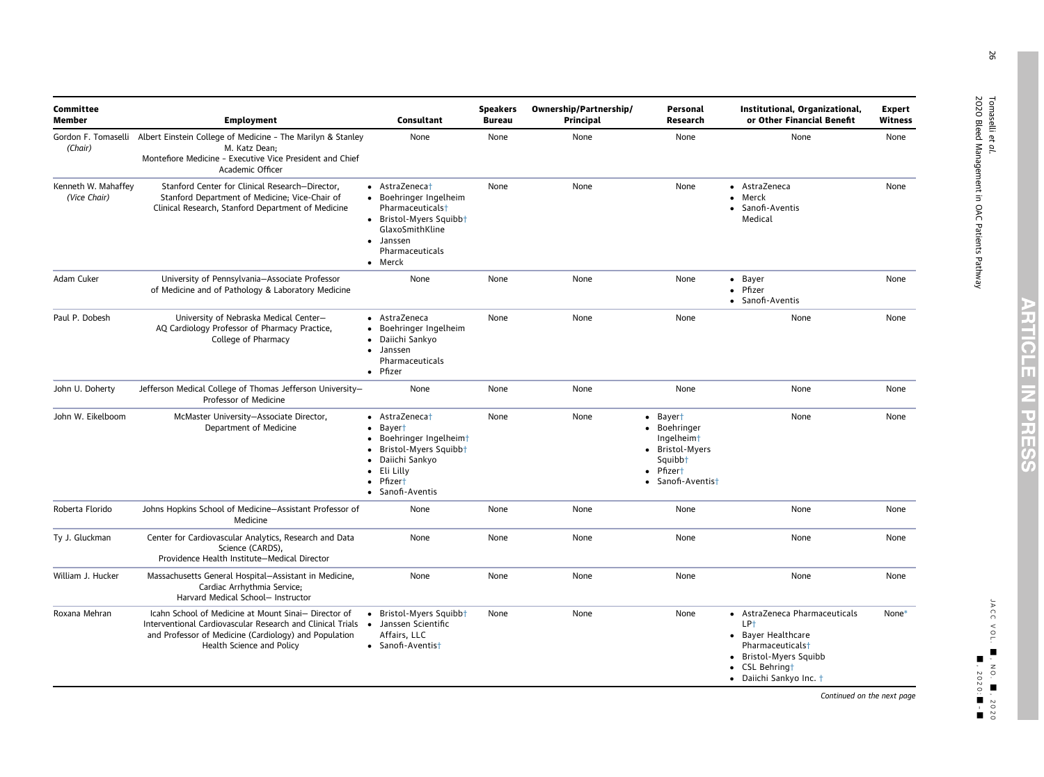| Committee Member | Employment | Consultant | Speakers Bureau | Ownership/Partnership/ Principal | Personal Research | Institutional, Organizational, or Other Financial Benefit | Expert Witness |
|---|---|---|---|---|---|---|---|
| Gordon F. Tomaselli *(Chair)* | Albert Einstein College of Medicine - The Marilyn & Stanley M. Katz Dean; Montefiore Medicine - Executive Vice President and Chief Academic Officer | None | None | None | None | None | None |
| Kenneth W. Mahaffey *(Vice Chair)* | Stanford Center for Clinical Research—Director, Stanford Department of Medicine; Vice-Chair of Clinical Research, Stanford Department of Medicine | • AstraZeneca† • Boehringer Ingelheim Pharmaceuticals† • Bristol-Myers Squibb† GlaxoSmithKline • Janssen Pharmaceuticals • Merck | None | None | None | • AstraZeneca • Merck • Sanofi-Aventis Medical | None |
| Adam Cuker | University of Pennsylvania—Associate Professor of Medicine and of Pathology & Laboratory Medicine | None | None | None | None | • Bayer • Pfizer • Sanofi-Aventis | None |
| Paul P. Dobesh | University of Nebraska Medical Center—AQ Cardiology Professor of Pharmacy Practice, College of Pharmacy | • AstraZeneca • Boehringer Ingelheim • Daiichi Sankyo • Janssen Pharmaceuticals • Pfizer | None | None | None | None | None |
| John U. Doherty | Jefferson Medical College of Thomas Jefferson University—Professor of Medicine | None | None | None | None | None | None |
| John W. Eikelboom | McMaster University—Associate Director, Department of Medicine | • AstraZeneca† • Bayer† • Boehringer Ingelheim† • Bristol-Myers Squibb† • Daiichi Sankyo • Eli Lilly • Pfizer† • Sanofi-Aventis | None | None | • Bayer† • Boehringer Ingelheim† • Bristol-Myers Squibb† • Pfizer† • Sanofi-Aventis† | None | None |
| Roberta Florido | Johns Hopkins School of Medicine—Assistant Professor of Medicine | None | None | None | None | None | None |
| Ty J. Gluckman | Center for Cardiovascular Analytics, Research and Data Science (CARDS), Providence Health Institute—Medical Director | None | None | None | None | None | None |
| William J. Hucker | Massachusetts General Hospital—Assistant in Medicine, Cardiac Arrhythmia Service; Harvard Medical School— Instructor | None | None | None | None | None | None |
| Roxana Mehran | Icahn School of Medicine at Mount Sinai— Director of Interventional Cardiovascular Research and Clinical Trials and Professor of Medicine (Cardiology) and Population Health Science and Policy | • Bristol-Myers Squibb† • Janssen Scientific Affairs, LLC • Sanofi-Aventis† | None | None | None | • AstraZeneca Pharmaceuticals LP† • Bayer Healthcare Pharmaceuticals† • Bristol-Myers Squibb • CSL Behring† • Daiichi Sankyo Inc. † | None* |

*Continued on the next page*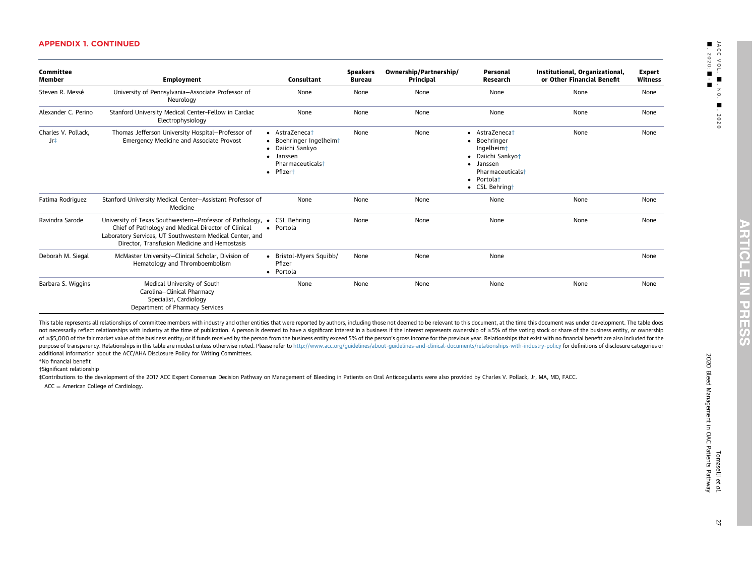## APPENDIX 1. CONTINUED

| Committee Member | Employment | Consultant | Speakers Bureau | Ownership/Partnership/ Principal | Personal Research | Institutional, Organizational, or Other Financial Benefit | Expert Witness |
|---|---|---|---|---|---|---|---|
| Steven R. Messé | University of Pennsylvania—Associate Professor of Neurology | None | None | None | None | None | None |
| Alexander C. Perino | Stanford University Medical Center—Fellow in Cardiac Electrophysiology | None | None | None | None | None | None |
| Charles V. Pollack, Jr‡ | Thomas Jefferson University Hospital—Professor of Emergency Medicine and Associate Provost | • AstraZeneca† • Boehringer Ingelheim† • Daiichi Sankyo • Janssen Pharmaceuticals† • Pfizer† | None | None | • AstraZeneca† • Boehringer Ingelheim† • Daiichi Sankyo† • Janssen Pharmaceuticals† • Portola† • CSL Behring† | None | None |
| Fatima Rodriguez | Stanford University Medical Center—Assistant Professor of Medicine | None | None | None | None | None | None |
| Ravindra Sarode | University of Texas Southwestern—Professor of Pathology, Chief of Pathology and Medical Director of Clinical Laboratory Services, UT Southwestern Medical Center, and Director, Transfusion Medicine and Hemostasis | • CSL Behring • Portola | None | None | None | None | None |
| Deborah M. Siegal | McMaster University—Clinical Scholar, Division of Hematology and Thromboembolism | • Bristol-Myers Squibb/ Pfizer • Portola | None | None | None | | None |
| Barbara S. Wiggins | Medical University of South Carolina—Clinical Pharmacy Specialist, Cardiology Department of Pharmacy Services | None | None | None | None | None | None |

This table represents all relationships of committee members with industry and other entities that were reported by authors, including those not deemed to be relevant to this document, at the time this document was under development. The table does not necessarily reflect relationships with industry at the time of publication. A person is deemed to have a significant interest in a business if the interest represents ownership of ≥5% of the voting stock or share of the business entity, or ownership of ≥$5,000 of the fair market value of the business entity; or if funds received by the person from the business entity exceed 5% of the person's gross income for the previous year. Relationships that exist with no financial benefit are also included for the purpose of transparency. Relationships in this table are modest unless otherwise noted. Please refer to http://www.acc.org/guidelines/about-guidelines-and-clinical-documents/relationships-with-industry-policy for definitions of disclosure categories or additional information about the ACC/AHA Disclosure Policy for Writing Committees.

*No financial benefit

†Significant relationship

‡Contributions to the development of the 2017 ACC Expert Consensus Decision Pathway on Management of Bleeding in Patients on Oral Anticoagulants were also provided by Charles V. Pollack, Jr, MA, MD, FACC.

ACC = American College of Cardiology.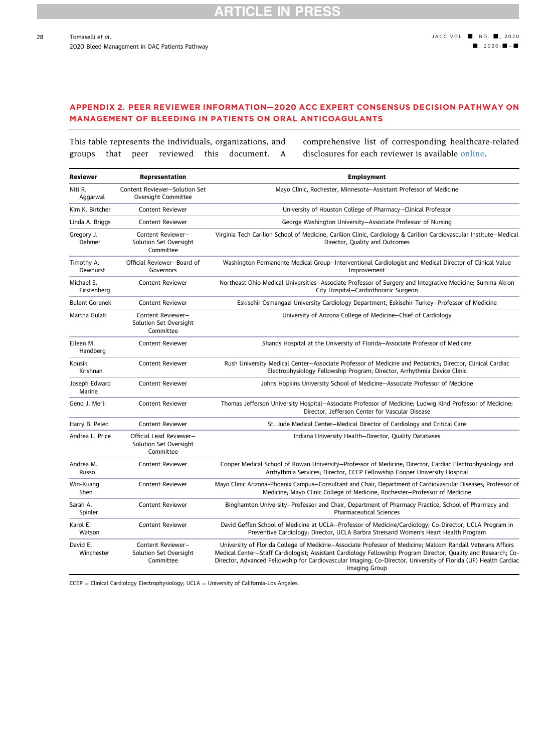## APPENDIX 2. PEER REVIEWER INFORMATION—2020 ACC EXPERT CONSENSUS DECISION PATHWAY ON MANAGEMENT OF BLEEDING IN PATIENTS ON ORAL ANTICOAGULANTS

This table represents the individuals, organizations, and groups that peer reviewed this document. A comprehensive list of corresponding healthcare-related disclosures for each reviewer is available online.

| Reviewer | Representation | Employment |
|---|---|---|
| Niti R. Aggarwal | Content Reviewer—Solution Set Oversight Committee | Mayo Clinic, Rochester, Minnesota—Assistant Professor of Medicine |
| Kim K. Birtcher | Content Reviewer | University of Houston College of Pharmacy—Clinical Professor |
| Linda A. Briggs | Content Reviewer | George Washington University—Associate Professor of Nursing |
| Gregory J. Dehmer | Content Reviewer—Solution Set Oversight Committee | Virginia Tech Carilion School of Medicine, Carilion Clinic, Cardiology & Carilion Cardiovascular Institute—Medical Director, Quality and Outcomes |
| Timothy A. Dewhurst | Official Reviewer—Board of Governors | Washington Permanente Medical Group—Interventional Cardiologist and Medical Director of Clinical Value Improvement |
| Michael S. Firstenberg | Content Reviewer | Northeast Ohio Medical Universities—Associate Professor of Surgery and Integrative Medicine; Summa Akron City Hospital—Cardiothoracic Surgeon |
| Bulent Gorenek | Content Reviewer | Eskisehir Osmangazi University Cardiology Department, Eskisehir-Turkey—Professor of Medicine |
| Martha Gulati | Content Reviewer—Solution Set Oversight Committee | University of Arizona College of Medicine—Chief of Cardiology |
| Eileen M. Handberg | Content Reviewer | Shands Hospital at the University of Florida—Associate Professor of Medicine |
| Kousik Krishnan | Content Reviewer | Rush University Medical Center—Associate Professor of Medicine and Pediatrics; Director, Clinical Cardiac Electrophysiology Fellowship Program; Director, Arrhythmia Device Clinic |
| Joseph Edward Marine | Content Reviewer | Johns Hopkins University School of Medicine—Associate Professor of Medicine |
| Geno J. Merli | Content Reviewer | Thomas Jefferson University Hospital—Associate Professor of Medicine; Ludwig Kind Professor of Medicine; Director, Jefferson Center for Vascular Disease |
| Harry B. Peled | Content Reviewer | St. Jude Medical Center—Medical Director of Cardiology and Critical Care |
| Andrea L. Price | Official Lead Reviewer—Solution Set Oversight Committee | Indiana University Health—Director, Quality Databases |
| Andrea M. Russo | Content Reviewer | Cooper Medical School of Rowan University—Professor of Medicine; Director, Cardiac Electrophysiology and Arrhythmia Services; Director, CCEP Fellowship Cooper University Hospital |
| Win-Kuang Shen | Content Reviewer | Mayo Clinic Arizona-Phoenix Campus—Consultant and Chair, Department of Cardiovascular Diseases; Professor of Medicine; Mayo Clinic College of Medicine, Rochester—Professor of Medicine |
| Sarah A. Spinler | Content Reviewer | Binghamton University—Professor and Chair, Department of Pharmacy Practice, School of Pharmacy and Pharmaceutical Sciences |
| Karol E. Watson | Content Reviewer | David Geffen School of Medicine at UCLA—Professor of Medicine/Cardiology; Co-Director, UCLA Program in Preventive Cardiology; Director, UCLA Barbra Streisand Women's Heart Health Program |
| David E. Winchester | Content Reviewer—Solution Set Oversight Committee | University of Florida College of Medicine—Associate Professor of Medicine; Malcom Randall Veterans Affairs Medical Center—Staff Cardiologist; Assistant Cardiology Fellowship Program Director, Quality and Research; Co-Director, Advanced Fellowship for Cardiovascular Imaging; Co-Director, University of Florida (UF) Health Cardiac Imaging Group |

CCEP = Clinical Cardiology Electrophysiology; UCLA = University of California-Los Angeles.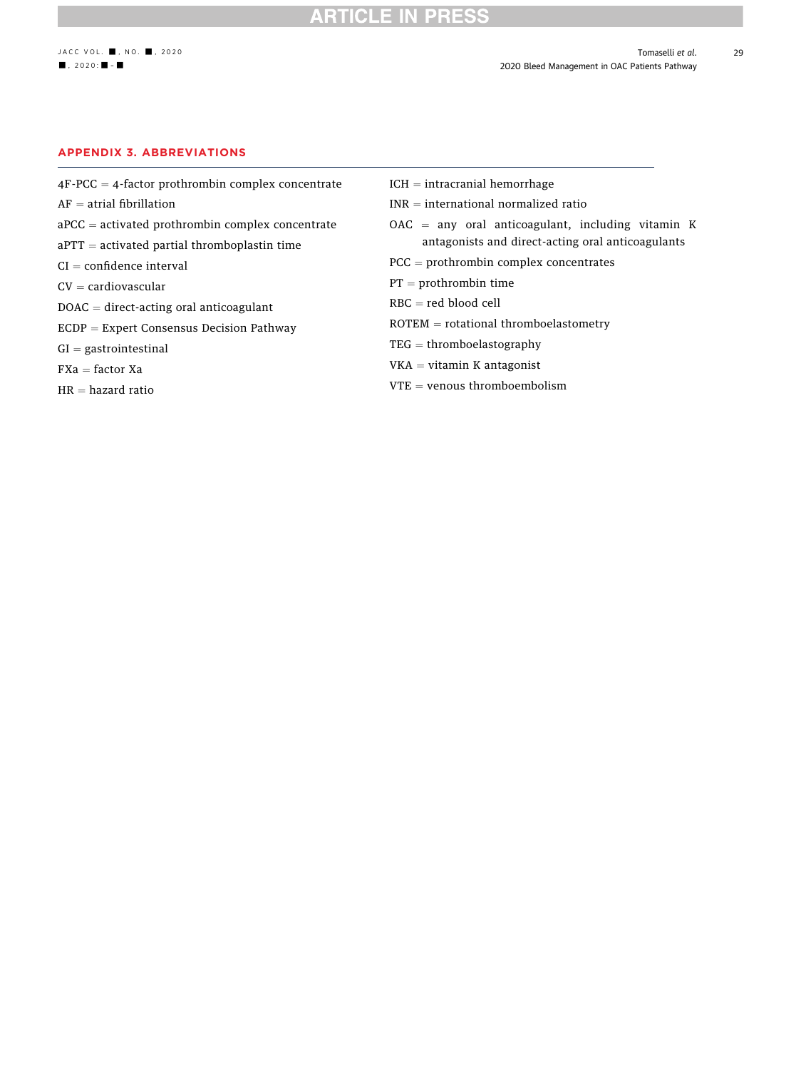## APPENDIX 3. ABBREVIATIONS

4F-PCC = 4-factor prothrombin complex concentrate

AF = atrial fibrillation

aPCC = activated prothrombin complex concentrate

aPTT = activated partial thromboplastin time

CI = confidence interval

CV = cardiovascular

DOAC = direct-acting oral anticoagulant

ECDP = Expert Consensus Decision Pathway

GI = gastrointestinal

FXa = factor Xa

HR = hazard ratio

ICH = intracranial hemorrhage

INR = international normalized ratio

OAC = any oral anticoagulant, including vitamin K antagonists and direct-acting oral anticoagulants

PCC = prothrombin complex concentrates

PT = prothrombin time

RBC = red blood cell

ROTEM = rotational thromboelastometry

TEG = thromboelastography

VKA = vitamin K antagonist

VTE = venous thromboembolism